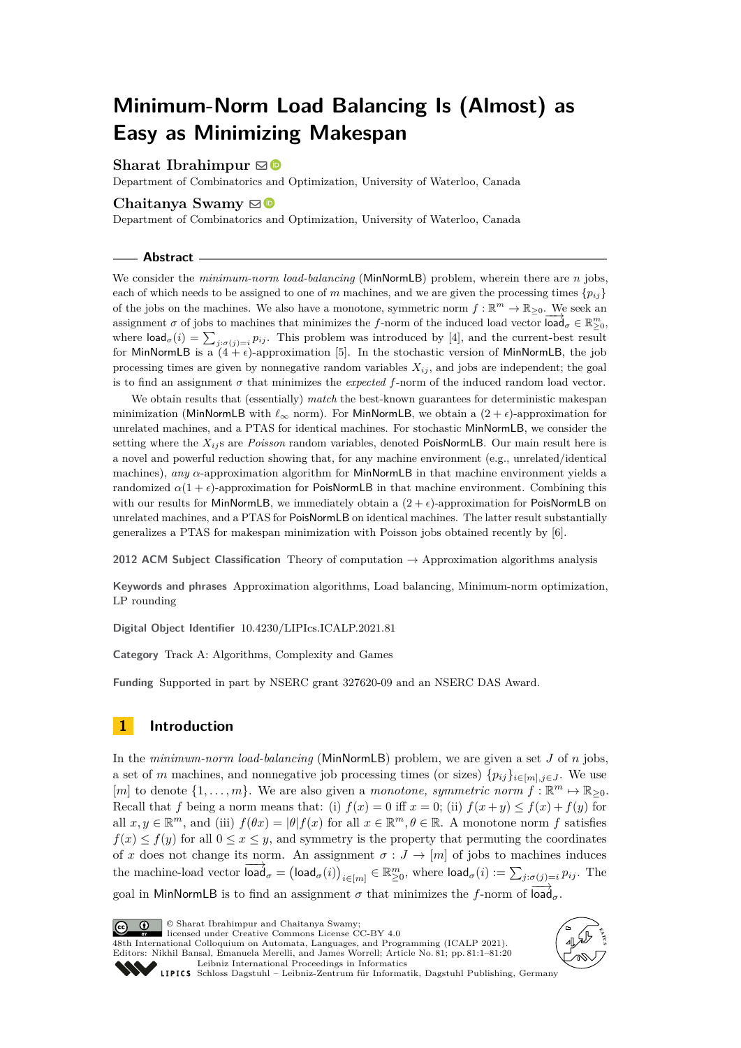# Minimum-Norm Load Balancing Is (Almost) as Easy as Minimizing Makespan

**Sharat Ibrahimpur**
Department of Combinatorics and Optimization, University of Waterloo, Canada

**Chaitanya Swamy**
Department of Combinatorics and Optimization, University of Waterloo, Canada

## Abstract

We consider the *minimum-norm load-balancing* (MinNormLB) problem, wherein there are $n$ jobs, each of which needs to be assigned to one of $m$ machines, and we are given the processing times $\{p_{ij}\}$ of the jobs on the machines. We also have a monotone, symmetric norm $f : \mathbb{R}^m \to \mathbb{R}_{\geq 0}$. We seek an assignment $\sigma$ of jobs to machines that minimizes the $f$-norm of the induced load vector $\overrightarrow{\mathsf{load}}_\sigma \in \mathbb{R}^m_{\geq 0}$, where $\mathsf{load}_\sigma(i) = \sum_{j:\sigma(j)=i} p_{ij}$. This problem was introduced by [4], and the current-best result for MinNormLB is a $(4+\epsilon)$-approximation [5]. In the stochastic version of MinNormLB, the job processing times are given by nonnegative random variables $X_{ij}$, and jobs are independent; the goal is to find an assignment $\sigma$ that minimizes the *expected* $f$-norm of the induced random load vector.

We obtain results that (essentially) *match* the best-known guarantees for deterministic makespan minimization (MinNormLB with $\ell_\infty$ norm). For MinNormLB, we obtain a $(2+\epsilon)$-approximation for unrelated machines, and a PTAS for identical machines. For stochastic MinNormLB, we consider the setting where the $X_{ij}$s are *Poisson* random variables, denoted PoisNormLB. Our main result here is a novel and powerful reduction showing that, for any machine environment (e.g., unrelated/identical machines), *any* $\alpha$-approximation algorithm for MinNormLB in that machine environment yields a randomized $\alpha(1+\epsilon)$-approximation for PoisNormLB in that machine environment. Combining this with our results for MinNormLB, we immediately obtain a $(2+\epsilon)$-approximation for PoisNormLB on unrelated machines, and a PTAS for PoisNormLB on identical machines. The latter result substantially generalizes a PTAS for makespan minimization with Poisson jobs obtained recently by [6].

**2012 ACM Subject Classification** Theory of computation → Approximation algorithms analysis

**Keywords and phrases** Approximation algorithms, Load balancing, Minimum-norm optimization, LP rounding

**Digital Object Identifier** 10.4230/LIPIcs.ICALP.2021.81

**Category** Track A: Algorithms, Complexity and Games

**Funding** Supported in part by NSERC grant 327620-09 and an NSERC DAS Award.

## 1 Introduction

In the *minimum-norm load-balancing* (MinNormLB) problem, we are given a set $J$ of $n$ jobs, a set of $m$ machines, and nonnegative job processing times (or sizes) $\{p_{ij}\}_{i\in[m],j\in J}$. We use $[m]$ to denote $\{1,\ldots,m\}$. We are also given a *monotone, symmetric norm* $f : \mathbb{R}^m \mapsto \mathbb{R}_{\geq 0}$. Recall that $f$ being a norm means that: (i) $f(x) = 0$ iff $x = 0$; (ii) $f(x+y) \leq f(x) + f(y)$ for all $x, y \in \mathbb{R}^m$, and (iii) $f(\theta x) = |\theta| f(x)$ for all $x \in \mathbb{R}^m, \theta \in \mathbb{R}$. A monotone norm $f$ satisfies $f(x) \leq f(y)$ for all $0 \leq x \leq y$, and symmetry is the property that permuting the coordinates of $x$ does not change its norm. An assignment $\sigma : J \to [m]$ of jobs to machines induces the machine-load vector $\overrightarrow{\mathsf{load}}_\sigma = \left(\mathsf{load}_\sigma(i)\right)_{i\in[m]} \in \mathbb{R}^m_{\geq 0}$, where $\mathsf{load}_\sigma(i) := \sum_{j:\sigma(j)=i} p_{ij}$. The goal in MinNormLB is to find an assignment $\sigma$ that minimizes the $f$-norm of $\overrightarrow{\mathsf{load}}_\sigma$.

© Sharat Ibrahimpur and Chaitanya Swamy;
licensed under Creative Commons License CC-BY 4.0
48th International Colloquium on Automata, Languages, and Programming (ICALP 2021).
Editors: Nikhil Bansal, Emanuela Merelli, and James Worrell; Article No. 81; pp. 81:1–81:20
Leibniz International Proceedings in Informatics
Schloss Dagstuhl – Leibniz-Zentrum für Informatik, Dagstuhl Publishing, Germany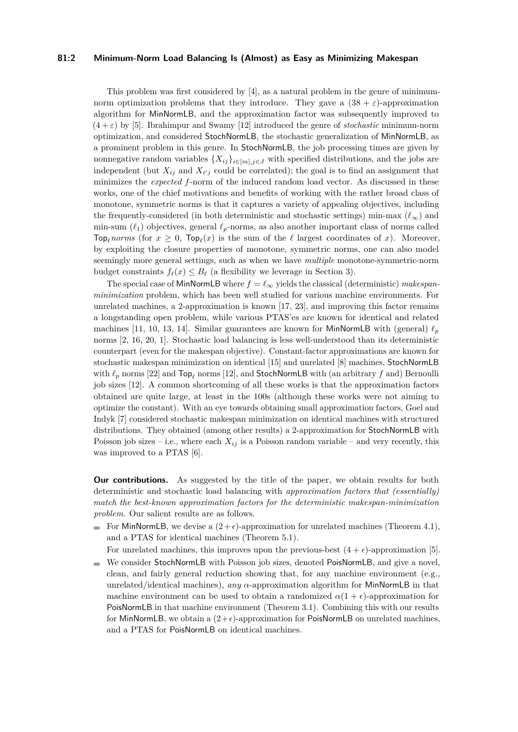This problem was first considered by [4], as a natural problem in the genre of minimum-norm optimization problems that they introduce. They gave a $(38 + \varepsilon)$-approximation algorithm for MinNormLB, and the approximation factor was subsequently improved to $(4 + \varepsilon)$ by [5]. Ibrahimpur and Swamy [12] introduced the genre of *stochastic* minimum-norm optimization, and considered StochNormLB, the stochastic generalization of MinNormLB, as a prominent problem in this genre. In StochNormLB, the job processing times are given by nonnegative random variables $\{X_{ij}\}_{i \in [m], j \in J}$ with specified distributions, and the jobs are independent (but $X_{ij}$ and $X_{i'j}$ could be correlated); the goal is to find an assignment that minimizes the *expected* $f$-norm of the induced random load vector. As discussed in these works, one of the chief motivations and benefits of working with the rather broad class of monotone, symmetric norms is that it captures a variety of appealing objectives, including the frequently-considered (in both deterministic and stochastic settings) min-max ($\ell_\infty$) and min-sum ($\ell_1$) objectives, general $\ell_p$-norms, as also another important class of norms called $\mathsf{Top}_\ell$ *norms* (for $x \geq 0$, $\mathsf{Top}_\ell(x)$ is the sum of the $\ell$ largest coordinates of $x$). Moreover, by exploiting the closure properties of monotone, symmetric norms, one can also model seemingly more general settings, such as when we have *multiple* monotone-symmetric-norm budget constraints $f_\ell(x) \leq B_\ell$ (a flexibility we leverage in Section 3).

The special case of MinNormLB where $f = \ell_\infty$ yields the classical (deterministic) *makespan-minimization* problem, which has been well studied for various machine environments. For unrelated machines, a 2-approximation is known [17, 23], and improving this factor remains a longstanding open problem, while various PTAS'es are known for identical and related machines [11, 10, 13, 14]. Similar guarantees are known for MinNormLB with (general) $\ell_p$ norms [2, 16, 20, 1]. Stochastic load balancing is less well-understood than its deterministic counterpart (even for the makespan objective). Constant-factor approximations are known for stochastic makespan minimization on identical [15] and unrelated [8] machines, StochNormLB with $\ell_p$ norms [22] and $\mathsf{Top}_\ell$ norms [12], and StochNormLB with (an arbitrary $f$ and) Bernoulli job sizes [12]. A common shortcoming of all these works is that the approximation factors obtained are quite large, at least in the 100s (although these works were not aiming to optimize the constant). With an eye towards obtaining small approximation factors, Goel and Indyk [7] considered stochastic makespan minimization on identical machines with structured distributions. They obtained (among other results) a 2-approximation for StochNormLB with Poisson job sizes – i.e., where each $X_{ij}$ is a Poisson random variable – and very recently, this was improved to a PTAS [6].

**Our contributions.** As suggested by the title of the paper, we obtain results for both deterministic and stochastic load balancing with *approximation factors that (essentially) match the best-known approximation factors for the deterministic makespan-minimization problem.* Our salient results are as follows.

- For MinNormLB, we devise a $(2 + \epsilon)$-approximation for unrelated machines (Theorem 4.1), and a PTAS for identical machines (Theorem 5.1).

  For unrelated machines, this improves upon the previous-best $(4 + \epsilon)$-approximation [5].
- We consider StochNormLB with Poisson job sizes, denoted PoisNormLB, and give a novel, clean, and fairly general reduction showing that, for any machine environment (e.g., unrelated/identical machines), *any* $\alpha$-approximation algorithm for MinNormLB in that machine environment can be used to obtain a randomized $\alpha(1 + \epsilon)$-approximation for PoisNormLB in that machine environment (Theorem 3.1). Combining this with our results for MinNormLB, we obtain a $(2 + \epsilon)$-approximation for PoisNormLB on unrelated machines, and a PTAS for PoisNormLB on identical machines.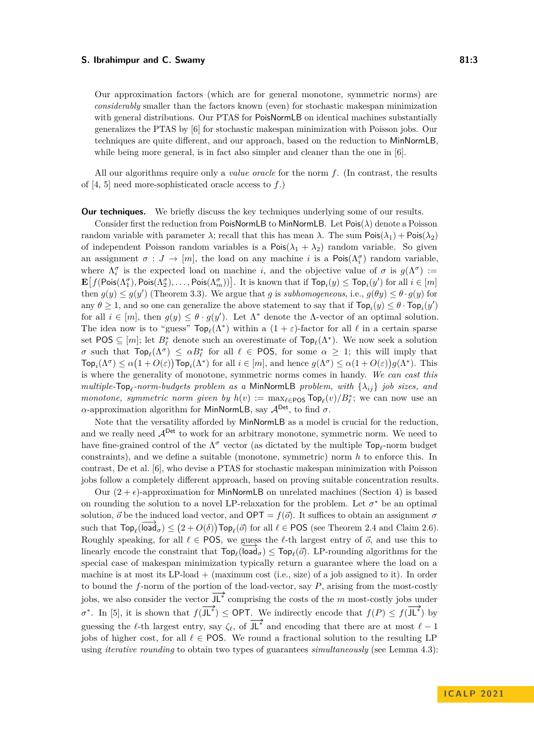Our approximation factors (which are for general monotone, symmetric norms) are *considerably* smaller than the factors known (even) for stochastic makespan minimization with general distributions. Our PTAS for PoisNormLB on identical machines substantially generalizes the PTAS by [6] for stochastic makespan minimization with Poisson jobs. Our techniques are quite different, and our approach, based on the reduction to MinNormLB, while being more general, is in fact also simpler and cleaner than the one in [6].

All our algorithms require only a *value oracle* for the norm $f$. (In contrast, the results of [4, 5] need more-sophisticated oracle access to $f$.)

**Our techniques.** We briefly discuss the key techniques underlying some of our results.

Consider first the reduction from PoisNormLB to MinNormLB. Let $\mathsf{Pois}(\lambda)$ denote a Poisson random variable with parameter $\lambda$; recall that this has mean $\lambda$. The sum $\mathsf{Pois}(\lambda_1) + \mathsf{Pois}(\lambda_2)$ of independent Poisson random variables is a $\mathsf{Pois}(\lambda_1 + \lambda_2)$ random variable. So given an assignment $\sigma : J \to [m]$, the load on any machine $i$ is a $\mathsf{Pois}(\Lambda_i^\sigma)$ random variable, where $\Lambda_i^\sigma$ is the expected load on machine $i$, and the objective value of $\sigma$ is $g(\Lambda^\sigma) := \mathbf{E}\big[f(\mathsf{Pois}(\Lambda_1^\sigma), \mathsf{Pois}(\Lambda_2^\sigma), \ldots, \mathsf{Pois}(\Lambda_m^\sigma))\big]$. It is known that if $\mathsf{Top}_i(y) \le \mathsf{Top}_i(y')$ for all $i \in [m]$ then $g(y) \le g(y')$ (Theorem 3.3). We argue that $g$ is *subhomogeneous*, i.e., $g(\theta y) \le \theta \cdot g(y)$ for any $\theta \ge 1$, and so one can generalize the above statement to say that if $\mathsf{Top}_i(y) \le \theta \cdot \mathsf{Top}_i(y')$ for all $i \in [m]$, then $g(y) \le \theta \cdot g(y')$. Let $\Lambda^*$ denote the $\Lambda$-vector of an optimal solution. The idea now is to "guess" $\mathsf{Top}_\ell(\Lambda^*)$ within a $(1+\varepsilon)$-factor for all $\ell$ in a certain sparse set $\mathsf{POS} \subseteq [m]$; let $B_\ell^*$ denote such an overestimate of $\mathsf{Top}_\ell(\Lambda^*)$. We now seek a solution $\sigma$ such that $\mathsf{Top}_\ell(\Lambda^\sigma) \le \alpha B_\ell^*$ for all $\ell \in \mathsf{POS}$, for some $\alpha \ge 1$; this will imply that $\mathsf{Top}_i(\Lambda^\sigma) \le \alpha\big(1+O(\varepsilon)\big)\mathsf{Top}_i(\Lambda^*)$ for all $i \in [m]$, and hence $g(\Lambda^\sigma) \le \alpha\big(1+O(\varepsilon)\big)g(\Lambda^*)$. This is where the generality of monotone, symmetric norms comes in handy. *We can cast this multiple-$\mathsf{Top}_\ell$-norm-budgets problem as a* MinNormLB *problem, with $\{\lambda_{ij}\}$ job sizes, and monotone, symmetric norm given by* $h(v) := \max_{\ell \in \mathsf{POS}} \mathsf{Top}_\ell(v)/B_\ell^*$; we can now use an $\alpha$-approximation algorithm for MinNormLB, say $\mathcal{A}^{\mathsf{Det}}$, to find $\sigma$.

Note that the versatility afforded by MinNormLB as a model is crucial for the reduction, and we really need $\mathcal{A}^{\mathsf{Det}}$ to work for an arbitrary monotone, symmetric norm. We need to have fine-grained control of the $\Lambda^\sigma$ vector (as dictated by the multiple $\mathsf{Top}_\ell$-norm budget constraints), and we define a suitable (monotone, symmetric) norm $h$ to enforce this. In contrast, De et al. [6], who devise a PTAS for stochastic makespan minimization with Poisson jobs follow a completely different approach, based on proving suitable concentration results.

Our $(2+\epsilon)$-approximation for MinNormLB on unrelated machines (Section 4) is based on rounding the solution to a novel LP-relaxation for the problem. Let $\sigma^*$ be an optimal solution, $\vec{o}$ be the induced load vector, and $\mathsf{OPT} = f(\vec{o})$. It suffices to obtain an assignment $\sigma$ such that $\mathsf{Top}_\ell(\overrightarrow{\mathsf{load}_\sigma}) \le \big(2+O(\delta)\big)\mathsf{Top}_\ell(\vec{o})$ for all $\ell \in \mathsf{POS}$ (see Theorem 2.4 and Claim 2.6). Roughly speaking, for all $\ell \in \mathsf{POS}$, we guess the $\ell$-th largest entry of $\vec{o}$, and use this to linearly encode the constraint that $\mathsf{Top}_\ell(\overrightarrow{\mathsf{load}_\sigma}) \le \mathsf{Top}_\ell(\vec{o})$. LP-rounding algorithms for the special case of makespan minimization typically return a guarantee where the load on a machine is at most its LP-load + (maximum cost (i.e., size) of a job assigned to it). In order to bound the $f$-norm of the portion of the load-vector, say $P$, arising from the most-costly jobs, we also consider the vector $\overrightarrow{\mathsf{JL}^*}$ comprising the costs of the $m$ most-costly jobs under $\sigma^*$. In [5], it is shown that $f(\overrightarrow{\mathsf{JL}^*}) \le \mathsf{OPT}$. We indirectly encode that $f(P) \le f(\overrightarrow{\mathsf{JL}^*})$ by guessing the $\ell$-th largest entry, say $\zeta_\ell$, of $\overrightarrow{\mathsf{JL}^*}$ and encoding that there are at most $\ell - 1$ jobs of higher cost, for all $\ell \in \mathsf{POS}$. We round a fractional solution to the resulting LP using *iterative rounding* to obtain two types of guarantees *simultaneously* (see Lemma 4.3):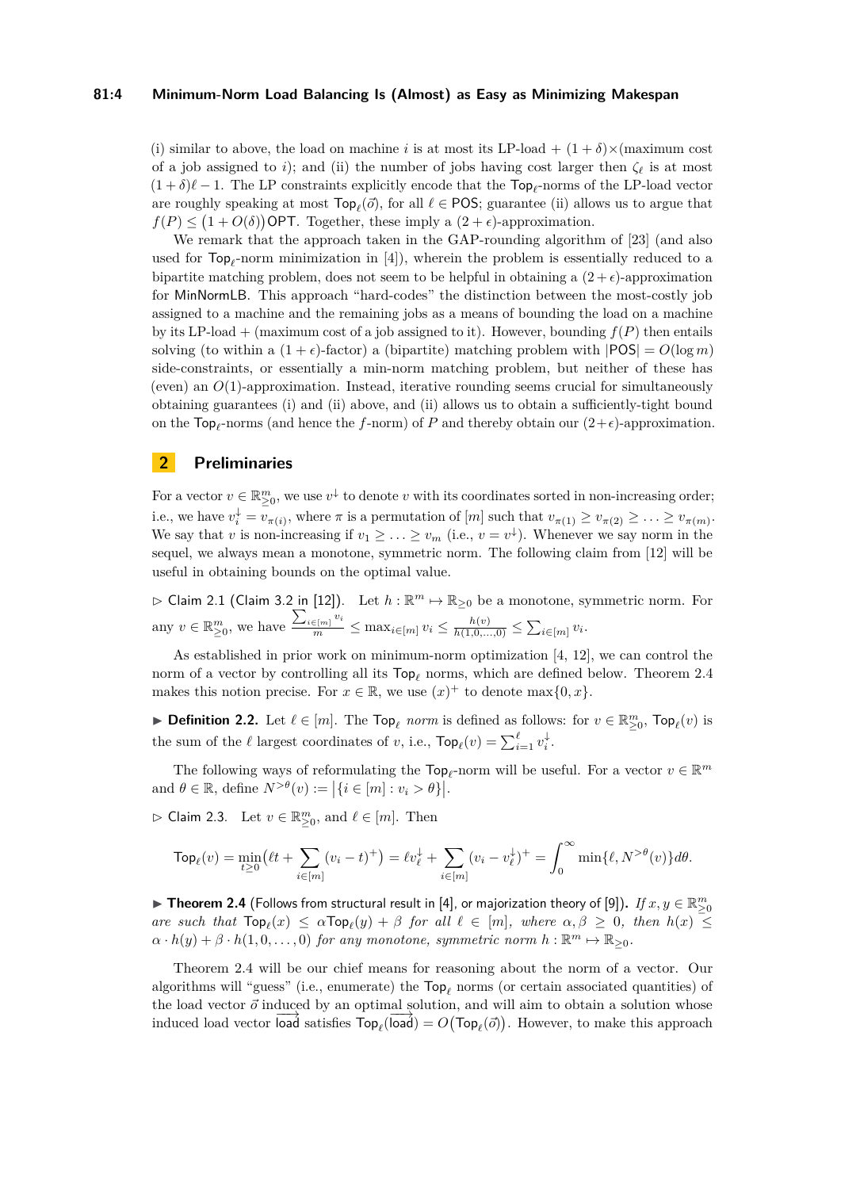(i) similar to above, the load on machine $i$ is at most its LP-load + $(1+\delta)\times$(maximum cost of a job assigned to $i$); and (ii) the number of jobs having cost larger then $\zeta_\ell$ is at most $(1+\delta)\ell - 1$. The LP constraints explicitly encode that the $\mathsf{Top}_\ell$-norms of the LP-load vector are roughly speaking at most $\mathsf{Top}_\ell(\vec{o})$, for all $\ell \in \mathsf{POS}$; guarantee (ii) allows us to argue that $f(P) \leq \big(1+O(\delta)\big)\mathsf{OPT}$. Together, these imply a $(2+\epsilon)$-approximation.

We remark that the approach taken in the GAP-rounding algorithm of [23] (and also used for $\mathsf{Top}_\ell$-norm minimization in [4]), wherein the problem is essentially reduced to a bipartite matching problem, does not seem to be helpful in obtaining a $(2+\epsilon)$-approximation for MinNormLB. This approach "hard-codes" the distinction between the most-costly job assigned to a machine and the remaining jobs as a means of bounding the load on a machine by its LP-load + (maximum cost of a job assigned to it). However, bounding $f(P)$ then entails solving (to within a $(1+\epsilon)$-factor) a (bipartite) matching problem with $|\mathsf{POS}| = O(\log m)$ side-constraints, or essentially a min-norm matching problem, but neither of these has (even) an $O(1)$-approximation. Instead, iterative rounding seems crucial for simultaneously obtaining guarantees (i) and (ii) above, and (ii) allows us to obtain a sufficiently-tight bound on the $\mathsf{Top}_\ell$-norms (and hence the $f$-norm) of $P$ and thereby obtain our $(2+\epsilon)$-approximation.

## 2 Preliminaries

For a vector $v \in \mathbb{R}^m_{\geq 0}$, we use $v^\downarrow$ to denote $v$ with its coordinates sorted in non-increasing order; i.e., we have $v^\downarrow_i = v_{\pi(i)}$, where $\pi$ is a permutation of $[m]$ such that $v_{\pi(1)} \geq v_{\pi(2)} \geq \ldots \geq v_{\pi(m)}$. We say that $v$ is non-increasing if $v_1 \geq \ldots \geq v_m$ (i.e., $v = v^\downarrow$). Whenever we say norm in the sequel, we always mean a monotone, symmetric norm. The following claim from [12] will be useful in obtaining bounds on the optimal value.

▷ Claim 2.1 (Claim 3.2 in [12]). Let $h : \mathbb{R}^m \mapsto \mathbb{R}_{\geq 0}$ be a monotone, symmetric norm. For any $v \in \mathbb{R}^m_{\geq 0}$, we have $\frac{\sum_{i\in[m]} v_i}{m} \leq \max_{i\in[m]} v_i \leq \frac{h(v)}{h(1,0,\ldots,0)} \leq \sum_{i\in[m]} v_i$.

As established in prior work on minimum-norm optimization [4, 12], we can control the norm of a vector by controlling all its $\mathsf{Top}_\ell$ norms, which are defined below. Theorem 2.4 makes this notion precise. For $x \in \mathbb{R}$, we use $(x)^+$ to denote $\max\{0, x\}$.

▶ **Definition 2.2.** Let $\ell \in [m]$. The $\mathsf{Top}_\ell$ *norm* is defined as follows: for $v \in \mathbb{R}^m_{\geq 0}$, $\mathsf{Top}_\ell(v)$ is the sum of the $\ell$ largest coordinates of $v$, i.e., $\mathsf{Top}_\ell(v) = \sum_{i=1}^{\ell} v^\downarrow_i$.

The following ways of reformulating the $\mathsf{Top}_\ell$-norm will be useful. For a vector $v \in \mathbb{R}^m$ and $\theta \in \mathbb{R}$, define $N^{>\theta}(v) := \big|\{i \in [m] : v_i > \theta\}\big|$.

▷ Claim 2.3. Let $v \in \mathbb{R}^m_{\geq 0}$, and $\ell \in [m]$. Then

$$\mathsf{Top}_\ell(v) = \min_{t\geq 0}\big(\ell t + \sum_{i\in[m]}(v_i - t)^+\big) = \ell v^\downarrow_\ell + \sum_{i\in[m]}(v_i - v^\downarrow_\ell)^+ = \int_0^\infty \min\{\ell, N^{>\theta}(v)\}d\theta.$$

▶ **Theorem 2.4** (Follows from structural result in [4], or majorization theory of [9]). *If $x, y \in \mathbb{R}^m_{\geq 0}$ are such that $\mathsf{Top}_\ell(x) \leq \alpha \mathsf{Top}_\ell(y) + \beta$ for all $\ell \in [m]$, where $\alpha, \beta \geq 0$, then $h(x) \leq \alpha \cdot h(y) + \beta \cdot h(1,0,\ldots,0)$ for any monotone, symmetric norm $h : \mathbb{R}^m \mapsto \mathbb{R}_{\geq 0}$.*

Theorem 2.4 will be our chief means for reasoning about the norm of a vector. Our algorithms will "guess" (i.e., enumerate) the $\mathsf{Top}_\ell$ norms (or certain associated quantities) of the load vector $\vec{o}$ induced by an optimal solution, and will aim to obtain a solution whose induced load vector $\overrightarrow{\mathsf{load}}$ satisfies $\mathsf{Top}_\ell(\overrightarrow{\mathsf{load}}) = O\big(\mathsf{Top}_\ell(\vec{o})\big)$. However, to make this approach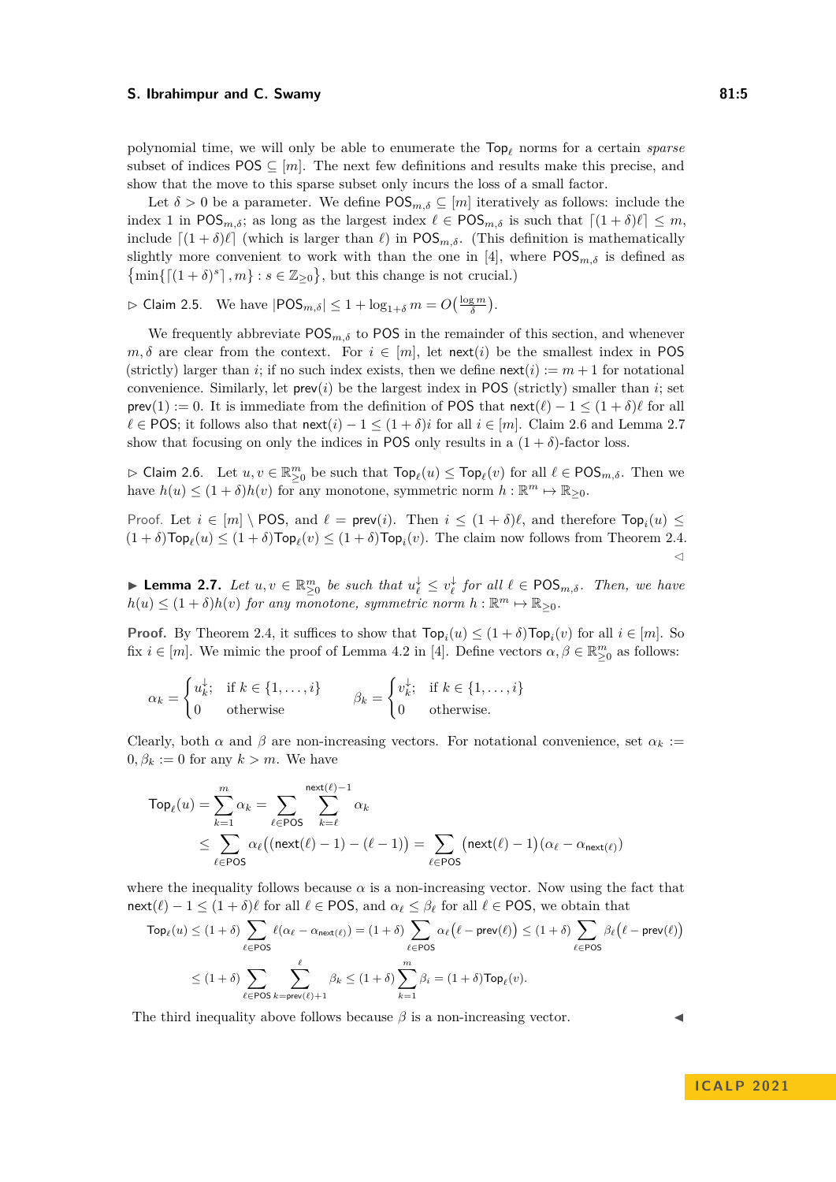polynomial time, we will only be able to enumerate the $\mathsf{Top}_\ell$ norms for a certain *sparse* subset of indices $\mathsf{POS} \subseteq [m]$. The next few definitions and results make this precise, and show that the move to this sparse subset only incurs the loss of a small factor.

Let $\delta > 0$ be a parameter. We define $\mathsf{POS}_{m,\delta} \subseteq [m]$ iteratively as follows: include the index 1 in $\mathsf{POS}_{m,\delta}$; as long as the largest index $\ell \in \mathsf{POS}_{m,\delta}$ is such that $\lceil (1+\delta)\ell \rceil \leq m$, include $\lceil (1+\delta)\ell \rceil$ (which is larger than $\ell$) in $\mathsf{POS}_{m,\delta}$. (This definition is mathematically slightly more convenient to work with than the one in [4], where $\mathsf{POS}_{m,\delta}$ is defined as $\{\min\{\lceil (1+\delta)^s \rceil, m\} : s \in \mathbb{Z}_{\geq 0}\}$, but this change is not crucial.)

▷ Claim 2.5. We have $|\mathsf{POS}_{m,\delta}| \leq 1 + \log_{1+\delta} m = O\big(\frac{\log m}{\delta}\big)$.

We frequently abbreviate $\mathsf{POS}_{m,\delta}$ to $\mathsf{POS}$ in the remainder of this section, and whenever $m, \delta$ are clear from the context. For $i \in [m]$, let $\mathsf{next}(i)$ be the smallest index in $\mathsf{POS}$ (strictly) larger than $i$; if no such index exists, then we define $\mathsf{next}(i) := m+1$ for notational convenience. Similarly, let $\mathsf{prev}(i)$ be the largest index in $\mathsf{POS}$ (strictly) smaller than $i$; set $\mathsf{prev}(1) := 0$. It is immediate from the definition of $\mathsf{POS}$ that $\mathsf{next}(\ell) - 1 \leq (1+\delta)\ell$ for all $\ell \in \mathsf{POS}$; it follows also that $\mathsf{next}(i) - 1 \leq (1+\delta)i$ for all $i \in [m]$. Claim 2.6 and Lemma 2.7 show that focusing on only the indices in $\mathsf{POS}$ only results in a $(1+\delta)$-factor loss.

▷ Claim 2.6. Let $u, v \in \mathbb{R}^m_{\geq 0}$ be such that $\mathsf{Top}_\ell(u) \leq \mathsf{Top}_\ell(v)$ for all $\ell \in \mathsf{POS}_{m,\delta}$. Then we have $h(u) \leq (1+\delta)h(v)$ for any monotone, symmetric norm $h : \mathbb{R}^m \mapsto \mathbb{R}_{\geq 0}$.

*Proof.* Let $i \in [m] \setminus \mathsf{POS}$, and $\ell = \mathsf{prev}(i)$. Then $i \leq (1+\delta)\ell$, and therefore $\mathsf{Top}_i(u) \leq (1+\delta)\mathsf{Top}_\ell(u) \leq (1+\delta)\mathsf{Top}_\ell(v) \leq (1+\delta)\mathsf{Top}_i(v)$. The claim now follows from Theorem 2.4. ◁

▶ **Lemma 2.7.** *Let $u, v \in \mathbb{R}^m_{\geq 0}$ be such that $u^\downarrow_\ell \leq v^\downarrow_\ell$ for all $\ell \in \mathsf{POS}_{m,\delta}$. Then, we have $h(u) \leq (1+\delta)h(v)$ for any monotone, symmetric norm $h : \mathbb{R}^m \mapsto \mathbb{R}_{\geq 0}$.*

**Proof.** By Theorem 2.4, it suffices to show that $\mathsf{Top}_i(u) \leq (1+\delta)\mathsf{Top}_i(v)$ for all $i \in [m]$. So fix $i \in [m]$. We mimic the proof of Lemma 4.2 in [4]. Define vectors $\alpha, \beta \in \mathbb{R}^m_{\geq 0}$ as follows:

$$\alpha_k = \begin{cases} u^\downarrow_k; & \text{if } k \in \{1, \ldots, i\} \\ 0 & \text{otherwise} \end{cases} \qquad \beta_k = \begin{cases} v^\downarrow_k; & \text{if } k \in \{1, \ldots, i\} \\ 0 & \text{otherwise.} \end{cases}$$

Clearly, both $\alpha$ and $\beta$ are non-increasing vectors. For notational convenience, set $\alpha_k := 0, \beta_k := 0$ for any $k > m$. We have

$$\begin{aligned}\mathsf{Top}_\ell(u) &= \sum_{k=1}^{m} \alpha_k = \sum_{\ell \in \mathsf{POS}} \sum_{k=\ell}^{\mathsf{next}(\ell)-1} \alpha_k \\ &\leq \sum_{\ell \in \mathsf{POS}} \alpha_\ell \big( (\mathsf{next}(\ell) - 1) - (\ell - 1) \big) = \sum_{\ell \in \mathsf{POS}} \big(\mathsf{next}(\ell) - 1\big)\big(\alpha_\ell - \alpha_{\mathsf{next}(\ell)}\big)\end{aligned}$$

where the inequality follows because $\alpha$ is a non-increasing vector. Now using the fact that $\mathsf{next}(\ell) - 1 \leq (1+\delta)\ell$ for all $\ell \in \mathsf{POS}$, and $\alpha_\ell \leq \beta_\ell$ for all $\ell \in \mathsf{POS}$, we obtain that

$$\begin{aligned}\mathsf{Top}_\ell(u) &\leq (1+\delta) \sum_{\ell \in \mathsf{POS}} \ell(\alpha_\ell - \alpha_{\mathsf{next}(\ell)}) = (1+\delta) \sum_{\ell \in \mathsf{POS}} \alpha_\ell \big(\ell - \mathsf{prev}(\ell)\big) \leq (1+\delta) \sum_{\ell \in \mathsf{POS}} \beta_\ell \big(\ell - \mathsf{prev}(\ell)\big) \\ &\leq (1+\delta) \sum_{\ell \in \mathsf{POS}} \sum_{k=\mathsf{prev}(\ell)+1}^{\ell} \beta_k \leq (1+\delta) \sum_{k=1}^{m} \beta_i = (1+\delta)\mathsf{Top}_\ell(v).\end{aligned}$$

The third inequality above follows because $\beta$ is a non-increasing vector. ◀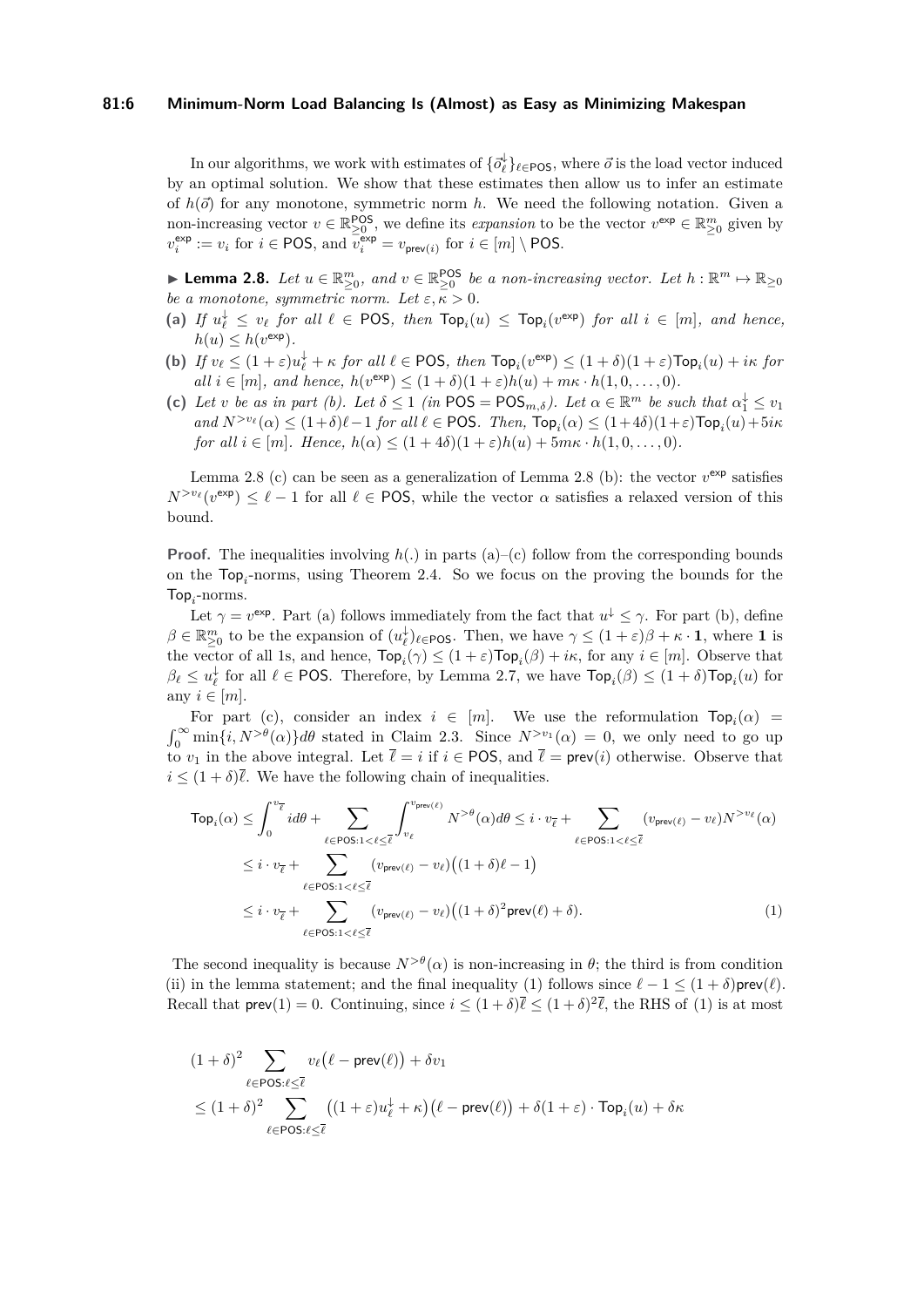In our algorithms, we work with estimates of $\{\vec{o}^{\downarrow}_\ell\}_{\ell \in \mathsf{POS}}$, where $\vec{o}$ is the load vector induced by an optimal solution. We show that these estimates then allow us to infer an estimate of $h(\vec{o})$ for any monotone, symmetric norm $h$. We need the following notation. Given a non-increasing vector $v \in \mathbb{R}^{\mathsf{POS}}_{\geq 0}$, we define its *expansion* to be the vector $v^{\mathsf{exp}} \in \mathbb{R}^m_{\geq 0}$ given by $v^{\mathsf{exp}}_i := v_i$ for $i \in \mathsf{POS}$, and $v^{\mathsf{exp}}_i = v_{\mathsf{prev}(i)}$ for $i \in [m] \setminus \mathsf{POS}$.

▶ **Lemma 2.8.** *Let $u \in \mathbb{R}^m_{\geq 0}$, and $v \in \mathbb{R}^{\mathsf{POS}}_{\geq 0}$ be a non-increasing vector. Let $h : \mathbb{R}^m \mapsto \mathbb{R}_{\geq 0}$ be a monotone, symmetric norm. Let $\varepsilon, \kappa > 0$.*

**(a)** *If $u^{\downarrow}_\ell \leq v_\ell$ for all $\ell \in \mathsf{POS}$, then $\mathsf{Top}_i(u) \leq \mathsf{Top}_i(v^{\mathsf{exp}})$ for all $i \in [m]$, and hence, $h(u) \leq h(v^{\mathsf{exp}})$.*

**(b)** *If $v_\ell \leq (1+\varepsilon)u^{\downarrow}_\ell + \kappa$ for all $\ell \in \mathsf{POS}$, then $\mathsf{Top}_i(v^{\mathsf{exp}}) \leq (1+\delta)(1+\varepsilon)\mathsf{Top}_i(u) + i\kappa$ for all $i \in [m]$, and hence, $h(v^{\mathsf{exp}}) \leq (1+\delta)(1+\varepsilon)h(u) + m\kappa \cdot h(1, 0, \ldots, 0)$.*

**(c)** *Let $v$ be as in part (b). Let $\delta \leq 1$ (in $\mathsf{POS} = \mathsf{POS}_{m,\delta}$). Let $\alpha \in \mathbb{R}^m$ be such that $\alpha^{\downarrow}_1 \leq v_1$ and $N^{>v_\ell}(\alpha) \leq (1+\delta)\ell - 1$ for all $\ell \in \mathsf{POS}$. Then, $\mathsf{Top}_i(\alpha) \leq (1+4\delta)(1+\varepsilon)\mathsf{Top}_i(u) + 5i\kappa$ for all $i \in [m]$. Hence, $h(\alpha) \leq (1+4\delta)(1+\varepsilon)h(u) + 5m\kappa \cdot h(1, 0, \ldots, 0)$.*

Lemma 2.8 (c) can be seen as a generalization of Lemma 2.8 (b): the vector $v^{\mathsf{exp}}$ satisfies $N^{>v_\ell}(v^{\mathsf{exp}}) \leq \ell - 1$ for all $\ell \in \mathsf{POS}$, while the vector $\alpha$ satisfies a relaxed version of this bound.

**Proof.** The inequalities involving $h(.)$ in parts (a)–(c) follow from the corresponding bounds on the $\mathsf{Top}_i$-norms, using Theorem 2.4. So we focus on the proving the bounds for the $\mathsf{Top}_i$-norms.

Let $\gamma = v^{\mathsf{exp}}$. Part (a) follows immediately from the fact that $u^{\downarrow} \leq \gamma$. For part (b), define $\beta \in \mathbb{R}^m_{\geq 0}$ to be the expansion of $(u^{\downarrow}_\ell)_{\ell \in \mathsf{POS}}$. Then, we have $\gamma \leq (1+\varepsilon)\beta + \kappa \cdot \mathbf{1}$, where $\mathbf{1}$ is the vector of all 1s, and hence, $\mathsf{Top}_i(\gamma) \leq (1+\varepsilon)\mathsf{Top}_i(\beta) + i\kappa$, for any $i \in [m]$. Observe that $\beta_\ell \leq u^{\downarrow}_\ell$ for all $\ell \in \mathsf{POS}$. Therefore, by Lemma 2.7, we have $\mathsf{Top}_i(\beta) \leq (1+\delta)\mathsf{Top}_i(u)$ for any $i \in [m]$.

For part (c), consider an index $i \in [m]$. We use the reformulation $\mathsf{Top}_i(\alpha) = \int_0^\infty \min\{i, N^{>\theta}(\alpha)\}d\theta$ stated in Claim 2.3. Since $N^{>v_1}(\alpha) = 0$, we only need to go up to $v_1$ in the above integral. Let $\overline{\ell} = i$ if $i \in \mathsf{POS}$, and $\overline{\ell} = \mathsf{prev}(i)$ otherwise. Observe that $i \leq (1+\delta)\overline{\ell}$. We have the following chain of inequalities.

$$
\begin{aligned}
\mathsf{Top}_i(\alpha) &\leq \int_0^{v_{\overline{\ell}}} i d\theta + \sum_{\ell \in \mathsf{POS}: 1 < \ell \leq \overline{\ell}} \int_{v_\ell}^{v_{\mathsf{prev}(\ell)}} N^{>\theta}(\alpha) d\theta \leq i \cdot v_{\overline{\ell}} + \sum_{\ell \in \mathsf{POS}: 1 < \ell \leq \overline{\ell}} (v_{\mathsf{prev}(\ell)} - v_\ell) N^{>v_\ell}(\alpha) \\
&\leq i \cdot v_{\overline{\ell}} + \sum_{\ell \in \mathsf{POS}: 1 < \ell \leq \overline{\ell}} (v_{\mathsf{prev}(\ell)} - v_\ell)\big((1+\delta)\ell - 1\big) \\
&\leq i \cdot v_{\overline{\ell}} + \sum_{\ell \in \mathsf{POS}: 1 < \ell \leq \overline{\ell}} (v_{\mathsf{prev}(\ell)} - v_\ell)\big((1+\delta)^2 \mathsf{prev}(\ell) + \delta\big). \qquad (1)
\end{aligned}
$$

The second inequality is because $N^{>\theta}(\alpha)$ is non-increasing in $\theta$; the third is from condition (ii) in the lemma statement; and the final inequality (1) follows since $\ell - 1 \leq (1+\delta)\mathsf{prev}(\ell)$. Recall that $\mathsf{prev}(1) = 0$. Continuing, since $i \leq (1+\delta)\overline{\ell} \leq (1+\delta)^2\overline{\ell}$, the RHS of (1) is at most

$$
\begin{aligned}
&(1+\delta)^2 \sum_{\ell \in \mathsf{POS}: \ell \leq \overline{\ell}} v_\ell\big(\ell - \mathsf{prev}(\ell)\big) + \delta v_1 \\
&\leq (1+\delta)^2 \sum_{\ell \in \mathsf{POS}: \ell \leq \overline{\ell}} \big((1+\varepsilon)u^{\downarrow}_\ell + \kappa\big)\big(\ell - \mathsf{prev}(\ell)\big) + \delta(1+\varepsilon) \cdot \mathsf{Top}_i(u) + \delta\kappa
\end{aligned}
$$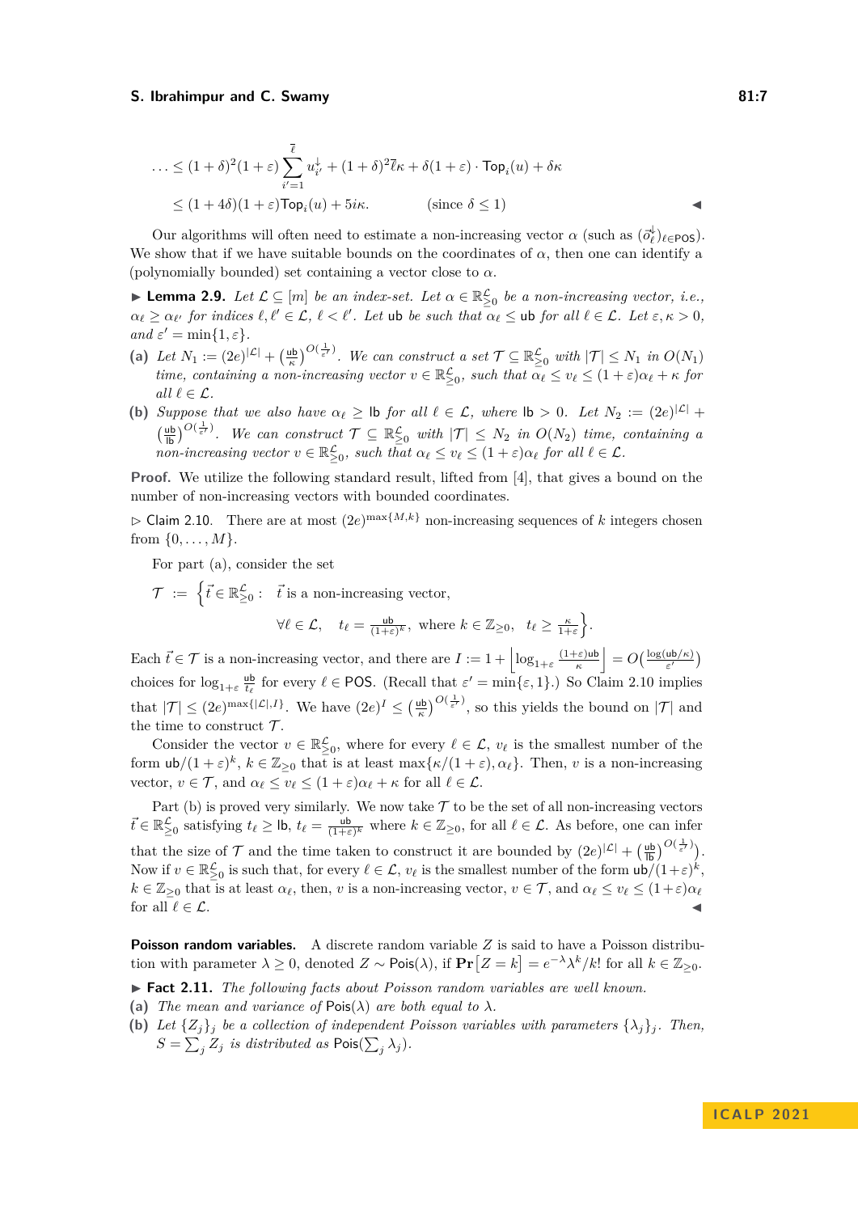$$\ldots \le (1+\delta)^2(1+\varepsilon)\sum_{i'=1}^{\overline{\ell}} u^{\downarrow}_{i'} + (1+\delta)^2\overline{\ell}\kappa + \delta(1+\varepsilon)\cdot \mathsf{Top}_i(u) + \delta\kappa$$

$$\le (1+4\delta)(1+\varepsilon)\mathsf{Top}_i(u) + 5i\kappa. \qquad \text{(since } \delta \le 1\text{)} \qquad ◀$$

Our algorithms will often need to estimate a non-increasing vector $\alpha$ (such as $(\vec{o}^{\downarrow}_\ell)_{\ell\in\mathsf{POS}}$). We show that if we have suitable bounds on the coordinates of $\alpha$, then one can identify a (polynomially bounded) set containing a vector close to $\alpha$.

▶ **Lemma 2.9.** *Let $\mathcal{L} \subseteq [m]$ be an index-set. Let $\alpha \in \mathbb{R}^{\mathcal{L}}_{\ge 0}$ be a non-increasing vector, i.e., $\alpha_\ell \ge \alpha_{\ell'}$ for indices $\ell, \ell' \in \mathcal{L}$, $\ell < \ell'$. Let $\mathsf{ub}$ be such that $\alpha_\ell \le \mathsf{ub}$ for all $\ell \in \mathcal{L}$. Let $\varepsilon, \kappa > 0$, and $\varepsilon' = \min\{1, \varepsilon\}$.*

**(a)** *Let $N_1 := (2e)^{|\mathcal{L}|} + \left(\frac{\mathsf{ub}}{\kappa}\right)^{O(\frac{1}{\varepsilon'})}$. We can construct a set $\mathcal{T} \subseteq \mathbb{R}^{\mathcal{L}}_{\ge 0}$ with $|\mathcal{T}| \le N_1$ in $O(N_1)$ time, containing a non-increasing vector $v \in \mathbb{R}^{\mathcal{L}}_{\ge 0}$, such that $\alpha_\ell \le v_\ell \le (1+\varepsilon)\alpha_\ell + \kappa$ for all $\ell \in \mathcal{L}$.*

**(b)** *Suppose that we also have $\alpha_\ell \ge \mathsf{lb}$ for all $\ell \in \mathcal{L}$, where $\mathsf{lb} > 0$. Let $N_2 := (2e)^{|\mathcal{L}|} + \left(\frac{\mathsf{ub}}{\mathsf{lb}}\right)^{O(\frac{1}{\varepsilon'})}$. We can construct $\mathcal{T} \subseteq \mathbb{R}^{\mathcal{L}}_{\ge 0}$ with $|\mathcal{T}| \le N_2$ in $O(N_2)$ time, containing a non-increasing vector $v \in \mathbb{R}^{\mathcal{L}}_{\ge 0}$, such that $\alpha_\ell \le v_\ell \le (1+\varepsilon)\alpha_\ell$ for all $\ell \in \mathcal{L}$.*

**Proof.** We utilize the following standard result, lifted from [4], that gives a bound on the number of non-increasing vectors with bounded coordinates.

▷ Claim 2.10. There are at most $(2e)^{\max\{M,k\}}$ non-increasing sequences of $k$ integers chosen from $\{0, \ldots, M\}$.

For part (a), consider the set

$$\mathcal{T} := \Big\{\vec{t} \in \mathbb{R}^{\mathcal{L}}_{\ge 0} : \quad \vec{t} \text{ is a non-increasing vector,}$$
$$\forall \ell \in \mathcal{L}, \quad t_\ell = \tfrac{\mathsf{ub}}{(1+\varepsilon)^k}, \text{ where } k \in \mathbb{Z}_{\ge 0}, \quad t_\ell \ge \tfrac{\kappa}{1+\varepsilon}\Big\}.$$

Each $\vec{t} \in \mathcal{T}$ is a non-increasing vector, and there are $I := 1 + \left\lfloor \log_{1+\varepsilon} \frac{(1+\varepsilon)\mathsf{ub}}{\kappa} \right\rfloor = O\big(\frac{\log(\mathsf{ub}/\kappa)}{\varepsilon'}\big)$ choices for $\log_{1+\varepsilon} \frac{\mathsf{ub}}{t_\ell}$ for every $\ell \in \mathsf{POS}$. (Recall that $\varepsilon' = \min\{\varepsilon, 1\}$.) So Claim 2.10 implies that $|\mathcal{T}| \le (2e)^{\max\{|\mathcal{L}|, I\}}$. We have $(2e)^I \le \left(\frac{\mathsf{ub}}{\kappa}\right)^{O(\frac{1}{\varepsilon'})}$, so this yields the bound on $|\mathcal{T}|$ and the time to construct $\mathcal{T}$.

Consider the vector $v \in \mathbb{R}^{\mathcal{L}}_{\ge 0}$, where for every $\ell \in \mathcal{L}$, $v_\ell$ is the smallest number of the form $\mathsf{ub}/(1+\varepsilon)^k$, $k \in \mathbb{Z}_{\ge 0}$ that is at least $\max\{\kappa/(1+\varepsilon), \alpha_\ell\}$. Then, $v$ is a non-increasing vector, $v \in \mathcal{T}$, and $\alpha_\ell \le v_\ell \le (1+\varepsilon)\alpha_\ell + \kappa$ for all $\ell \in \mathcal{L}$.

Part (b) is proved very similarly. We now take $\mathcal{T}$ to be the set of all non-increasing vectors $\vec{t} \in \mathbb{R}^{\mathcal{L}}_{\ge 0}$ satisfying $t_\ell \ge \mathsf{lb}$, $t_\ell = \frac{\mathsf{ub}}{(1+\varepsilon)^k}$ where $k \in \mathbb{Z}_{\ge 0}$, for all $\ell \in \mathcal{L}$. As before, one can infer that the size of $\mathcal{T}$ and the time taken to construct it are bounded by $(2e)^{|\mathcal{L}|} + \left(\frac{\mathsf{ub}}{\mathsf{lb}}\right)^{O(\frac{1}{\varepsilon'})}$. Now if $v \in \mathbb{R}^{\mathcal{L}}_{\ge 0}$ is such that, for every $\ell \in \mathcal{L}$, $v_\ell$ is the smallest number of the form $\mathsf{ub}/(1+\varepsilon)^k$, $k \in \mathbb{Z}_{\ge 0}$ that is at least $\alpha_\ell$, then, $v$ is a non-increasing vector, $v \in \mathcal{T}$, and $\alpha_\ell \le v_\ell \le (1+\varepsilon)\alpha_\ell$ for all $\ell \in \mathcal{L}$. ◀

**Poisson random variables.** A discrete random variable $Z$ is said to have a Poisson distribution with parameter $\lambda \ge 0$, denoted $Z \sim \mathsf{Pois}(\lambda)$, if $\mathbf{Pr}\big[Z = k\big] = e^{-\lambda}\lambda^k/k!$ for all $k \in \mathbb{Z}_{\ge 0}$.

▶ **Fact 2.11.** *The following facts about Poisson random variables are well known.*

**(a)** *The mean and variance of $\mathsf{Pois}(\lambda)$ are both equal to $\lambda$.*

**(b)** *Let $\{Z_j\}_j$ be a collection of independent Poisson variables with parameters $\{\lambda_j\}_j$. Then, $S = \sum_j Z_j$ is distributed as $\mathsf{Pois}(\sum_j \lambda_j)$.*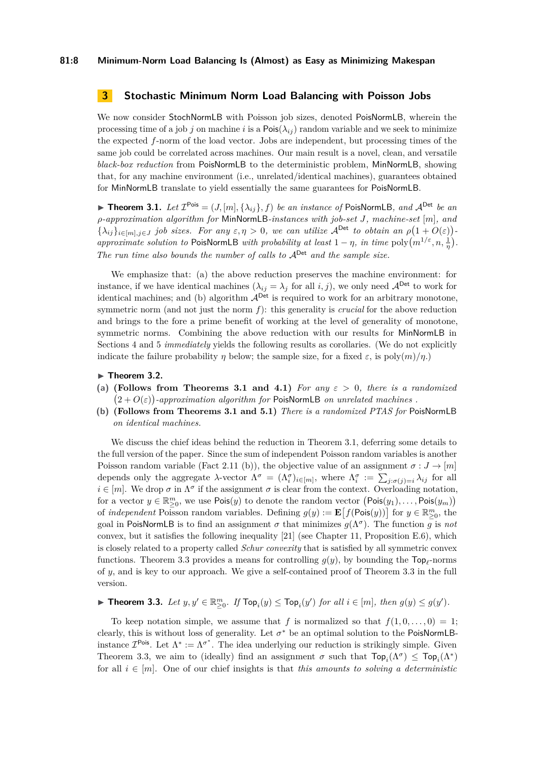## 3 Stochastic Minimum Norm Load Balancing with Poisson Jobs

We now consider StochNormLB with Poisson job sizes, denoted PoisNormLB, wherein the processing time of a job $j$ on machine $i$ is a $\mathsf{Pois}(\lambda_{ij})$ random variable and we seek to minimize the expected $f$-norm of the load vector. Jobs are independent, but processing times of the same job could be correlated across machines. Our main result is a novel, clean, and versatile *black-box reduction* from PoisNormLB to the deterministic problem, MinNormLB, showing that, for any machine environment (i.e., unrelated/identical machines), guarantees obtained for MinNormLB translate to yield essentially the same guarantees for PoisNormLB.

▶ **Theorem 3.1.** *Let $\mathcal{I}^{\mathsf{Pois}} = (J, [m], \{\lambda_{ij}\}, f)$ be an instance of* PoisNormLB*, and $\mathcal{A}^{\mathsf{Det}}$ be an $\rho$-approximation algorithm for* MinNormLB*-instances with job-set $J$, machine-set $[m]$, and $\{\lambda_{ij}\}_{i\in[m],j\in J}$ job sizes. For any $\varepsilon, \eta > 0$, we can utilize $\mathcal{A}^{\mathsf{Det}}$ to obtain an $\rho\big(1 + O(\varepsilon)\big)$-approximate solution to* PoisNormLB *with probability at least $1 - \eta$, in time $\mathrm{poly}\big(m^{1/\varepsilon}, n, \frac{1}{\eta}\big)$. The run time also bounds the number of calls to $\mathcal{A}^{\mathsf{Det}}$ and the sample size.*

We emphasize that: (a) the above reduction preserves the machine environment: for instance, if we have identical machines ($\lambda_{ij} = \lambda_j$ for all $i, j$), we only need $\mathcal{A}^{\mathsf{Det}}$ to work for identical machines; and (b) algorithm $\mathcal{A}^{\mathsf{Det}}$ is required to work for an arbitrary monotone, symmetric norm (and not just the norm $f$): this generality is *crucial* for the above reduction and brings to the fore a prime benefit of working at the level of generality of monotone, symmetric norms. Combining the above reduction with our results for MinNormLB in Sections 4 and 5 *immediately* yields the following results as corollaries. (We do not explicitly indicate the failure probability $\eta$ below; the sample size, for a fixed $\varepsilon$, is $\mathrm{poly}(m)/\eta$.)

▶ **Theorem 3.2.**

**(a)** **(Follows from Theorems 3.1 and 4.1)** *For any $\varepsilon > 0$, there is a randomized $\big(2 + O(\varepsilon)\big)$-approximation algorithm for* PoisNormLB *on unrelated machines .*

**(b)** **(Follows from Theorems 3.1 and 5.1)** *There is a randomized PTAS for* PoisNormLB *on identical machines.*

We discuss the chief ideas behind the reduction in Theorem 3.1, deferring some details to the full version of the paper. Since the sum of independent Poisson random variables is another Poisson random variable (Fact 2.11 (b)), the objective value of an assignment $\sigma : J \to [m]$ depends only the aggregate $\lambda$-vector $\Lambda^\sigma = (\Lambda^\sigma_i)_{i\in[m]}$, where $\Lambda^\sigma_i := \sum_{j:\sigma(j)=i} \lambda_{ij}$ for all $i \in [m]$. We drop $\sigma$ in $\Lambda^\sigma$ if the assignment $\sigma$ is clear from the context. Overloading notation, for a vector $y \in \mathbb{R}^m_{\geq 0}$, we use $\mathsf{Pois}(y)$ to denote the random vector $\big(\mathsf{Pois}(y_1), \ldots, \mathsf{Pois}(y_m)\big)$ of *independent* Poisson random variables. Defining $g(y) := \mathbf{E}\big[f(\mathsf{Pois}(y))\big]$ for $y \in \mathbb{R}^m_{\geq 0}$, the goal in PoisNormLB is to find an assignment $\sigma$ that minimizes $g(\Lambda^\sigma)$. The function $g$ is *not* convex, but it satisfies the following inequality [21] (see Chapter 11, Proposition E.6), which is closely related to a property called *Schur convexity* that is satisfied by all symmetric convex functions. Theorem 3.3 provides a means for controlling $g(y)$, by bounding the $\mathsf{Top}_\ell$-norms of $y$, and is key to our approach. We give a self-contained proof of Theorem 3.3 in the full version.

▶ **Theorem 3.3.** *Let $y, y' \in \mathbb{R}^m_{\geq 0}$. If $\mathsf{Top}_i(y) \leq \mathsf{Top}_i(y')$ for all $i \in [m]$, then $g(y) \leq g(y')$.*

To keep notation simple, we assume that $f$ is normalized so that $f(1, 0, \ldots, 0) = 1$; clearly, this is without loss of generality. Let $\sigma^*$ be an optimal solution to the PoisNormLB-instance $\mathcal{I}^{\mathsf{Pois}}$. Let $\Lambda^* := \Lambda^{\sigma^*}$. The idea underlying our reduction is strikingly simple. Given Theorem 3.3, we aim to (ideally) find an assignment $\sigma$ such that $\mathsf{Top}_i(\Lambda^\sigma) \leq \mathsf{Top}_i(\Lambda^*)$ for all $i \in [m]$. One of our chief insights is that *this amounts to solving a deterministic*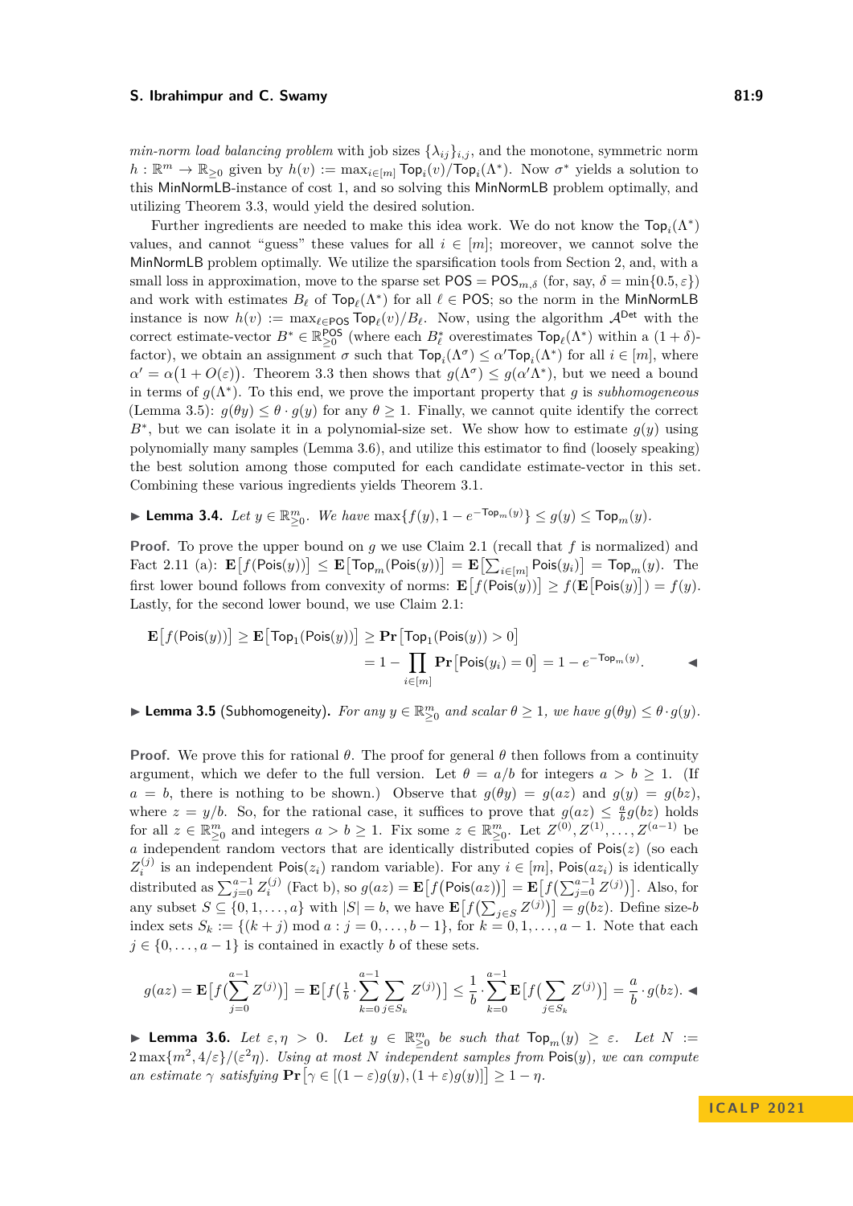*min-norm load balancing problem* with job sizes $\{\lambda_{ij}\}_{i,j}$, and the monotone, symmetric norm $h : \mathbb{R}^m \to \mathbb{R}_{\geq 0}$ given by $h(v) := \max_{i\in[m]} \mathsf{Top}_i(v)/\mathsf{Top}_i(\Lambda^*)$. Now $\sigma^*$ yields a solution to this MinNormLB-instance of cost 1, and so solving this MinNormLB problem optimally, and utilizing Theorem 3.3, would yield the desired solution.

Further ingredients are needed to make this idea work. We do not know the $\mathsf{Top}_i(\Lambda^*)$ values, and cannot "guess" these values for all $i \in [m]$; moreover, we cannot solve the MinNormLB problem optimally. We utilize the sparsification tools from Section 2, and, with a small loss in approximation, move to the sparse set $\mathsf{POS} = \mathsf{POS}_{m,\delta}$ (for, say, $\delta = \min\{0.5, \varepsilon\}$) and work with estimates $B_\ell$ of $\mathsf{Top}_\ell(\Lambda^*)$ for all $\ell \in \mathsf{POS}$; so the norm in the MinNormLB instance is now $h(v) := \max_{\ell\in\mathsf{POS}} \mathsf{Top}_\ell(v)/B_\ell$. Now, using the algorithm $\mathcal{A}^{\mathsf{Det}}$ with the correct estimate-vector $B^* \in \mathbb{R}^{\mathsf{POS}}_{\geq 0}$ (where each $B^*_\ell$ overestimates $\mathsf{Top}_\ell(\Lambda^*)$ within a $(1+\delta)$-factor), we obtain an assignment $\sigma$ such that $\mathsf{Top}_i(\Lambda^\sigma) \leq \alpha' \mathsf{Top}_i(\Lambda^*)$ for all $i \in [m]$, where $\alpha' = \alpha\big(1 + O(\varepsilon)\big)$. Theorem 3.3 then shows that $g(\Lambda^\sigma) \leq g(\alpha'\Lambda^*)$, but we need a bound in terms of $g(\Lambda^*)$. To this end, we prove the important property that $g$ is *subhomogeneous* (Lemma 3.5): $g(\theta y) \leq \theta \cdot g(y)$ for any $\theta \geq 1$. Finally, we cannot quite identify the correct $B^*$, but we can isolate it in a polynomial-size set. We show how to estimate $g(y)$ using polynomially many samples (Lemma 3.6), and utilize this estimator to find (loosely speaking) the best solution among those computed for each candidate estimate-vector in this set. Combining these various ingredients yields Theorem 3.1.

▶ **Lemma 3.4.** *Let $y \in \mathbb{R}^m_{\geq 0}$. We have $\max\{f(y), 1 - e^{-\mathsf{Top}_m(y)}\} \leq g(y) \leq \mathsf{Top}_m(y)$.*

**Proof.** To prove the upper bound on $g$ we use Claim 2.1 (recall that $f$ is normalized) and Fact 2.11 (a): $\mathbf{E}\big[f(\mathsf{Pois}(y))\big] \leq \mathbf{E}\big[\mathsf{Top}_m(\mathsf{Pois}(y))\big] = \mathbf{E}\big[\sum_{i\in[m]} \mathsf{Pois}(y_i)\big] = \mathsf{Top}_m(y)$. The first lower bound follows from convexity of norms: $\mathbf{E}\big[f(\mathsf{Pois}(y))\big] \geq f(\mathbf{E}\big[\mathsf{Pois}(y)\big]) = f(y)$. Lastly, for the second lower bound, we use Claim 2.1:

$$\mathbf{E}\big[f(\mathsf{Pois}(y))\big] \geq \mathbf{E}\big[\mathsf{Top}_1(\mathsf{Pois}(y))\big] \geq \mathbf{Pr}\big[\mathsf{Top}_1(\mathsf{Pois}(y)) > 0\big]$$
$$= 1 - \prod_{i\in[m]} \mathbf{Pr}\big[\mathsf{Pois}(y_i) = 0\big] = 1 - e^{-\mathsf{Top}_m(y)}. \quad ◀$$

▶ **Lemma 3.5** (Subhomogeneity)**.** *For any $y \in \mathbb{R}^m_{\geq 0}$ and scalar $\theta \geq 1$, we have $g(\theta y) \leq \theta \cdot g(y)$.*

**Proof.** We prove this for rational $\theta$. The proof for general $\theta$ then follows from a continuity argument, which we defer to the full version. Let $\theta = a/b$ for integers $a > b \geq 1$. (If $a = b$, there is nothing to be shown.) Observe that $g(\theta y) = g(az)$ and $g(y) = g(bz)$, where $z = y/b$. So, for the rational case, it suffices to prove that $g(az) \leq \frac{a}{b} g(bz)$ holds for all $z \in \mathbb{R}^m_{\geq 0}$ and integers $a > b \geq 1$. Fix some $z \in \mathbb{R}^m_{\geq 0}$. Let $Z^{(0)}, Z^{(1)}, \ldots, Z^{(a-1)}$ be $a$ independent random vectors that are identically distributed copies of $\mathsf{Pois}(z)$ (so each $Z^{(j)}_i$ is an independent $\mathsf{Pois}(z_i)$ random variable). For any $i \in [m]$, $\mathsf{Pois}(az_i)$ is identically distributed as $\sum_{j=0}^{a-1} Z^{(j)}_i$ (Fact b), so $g(az) = \mathbf{E}\big[f\big(\mathsf{Pois}(az)\big)\big] = \mathbf{E}\big[f\big(\sum_{j=0}^{a-1} Z^{(j)}\big)\big]$. Also, for any subset $S \subseteq \{0, 1, \ldots, a\}$ with $|S| = b$, we have $\mathbf{E}\big[f\big(\sum_{j\in S} Z^{(j)}\big)\big] = g(bz)$. Define size-$b$ index sets $S_k := \{(k + j) \bmod a : j = 0, \ldots, b-1\}$, for $k = 0, 1, \ldots, a-1$. Note that each $j \in \{0, \ldots, a-1\}$ is contained in exactly $b$ of these sets.

$$g(az) = \mathbf{E}\Big[f\big(\sum_{j=0}^{a-1} Z^{(j)}\big)\Big] = \mathbf{E}\Big[f\big(\tfrac{1}{b} \cdot \sum_{k=0}^{a-1} \sum_{j\in S_k} Z^{(j)}\big)\Big] \leq \frac{1}{b} \cdot \sum_{k=0}^{a-1} \mathbf{E}\Big[f\big(\sum_{j\in S_k} Z^{(j)}\big)\Big] = \frac{a}{b} \cdot g(bz). \quad ◀$$

▶ **Lemma 3.6.** *Let $\varepsilon, \eta > 0$. Let $y \in \mathbb{R}^m_{\geq 0}$ be such that $\mathsf{Top}_m(y) \geq \varepsilon$. Let $N := 2\max\{m^2, 4/\varepsilon\}/(\varepsilon^2\eta)$. Using at most $N$ independent samples from $\mathsf{Pois}(y)$, we can compute an estimate $\gamma$ satisfying $\mathbf{Pr}\big[\gamma \in [(1-\varepsilon)g(y), (1+\varepsilon)g(y)]\big] \geq 1 - \eta$.*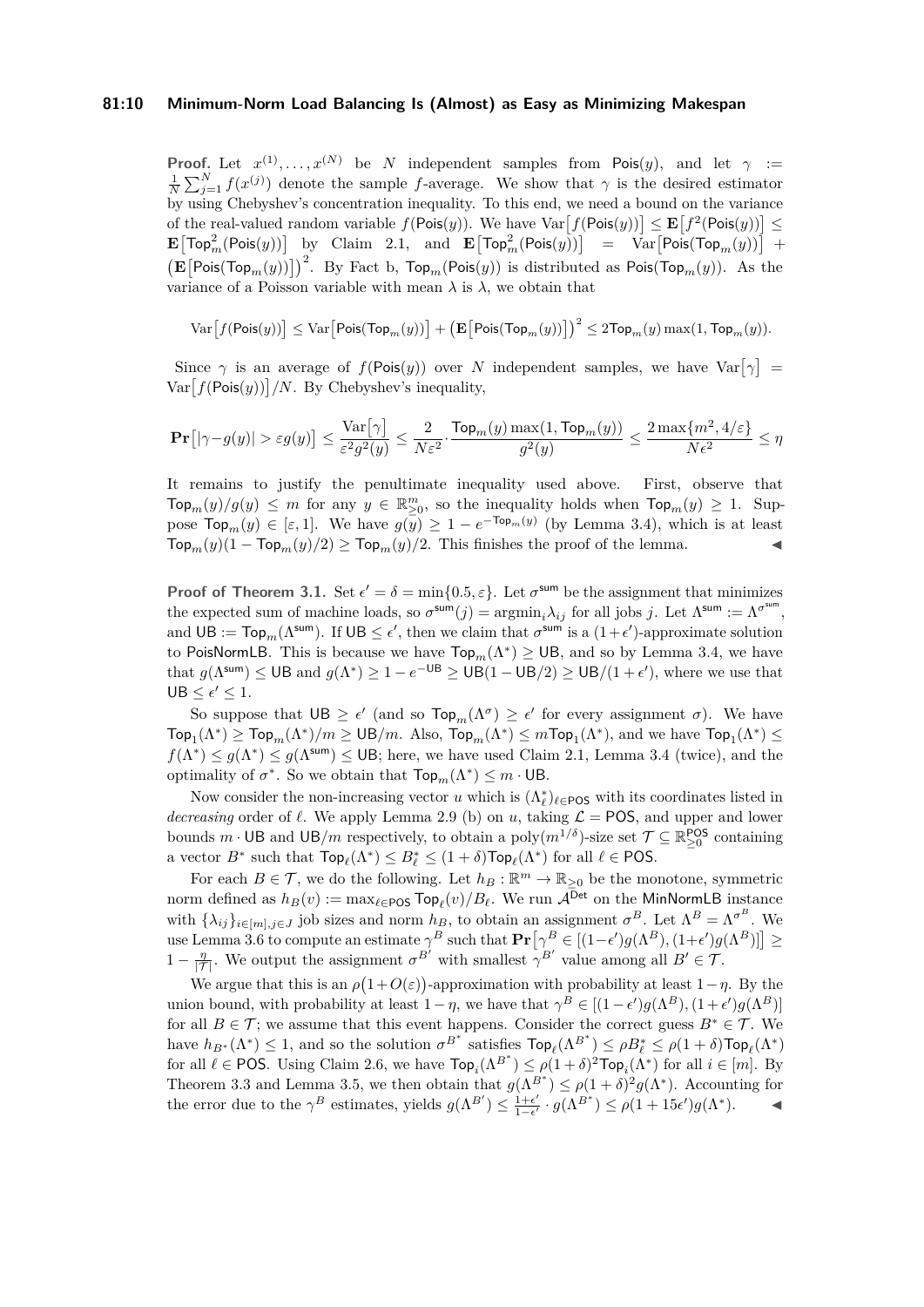**Proof.** Let $x^{(1)}, \ldots, x^{(N)}$ be $N$ independent samples from $\mathsf{Pois}(y)$, and let $\gamma := \frac{1}{N}\sum_{j=1}^{N} f(x^{(j)})$ denote the sample $f$-average. We show that $\gamma$ is the desired estimator by using Chebyshev's concentration inequality. To this end, we need a bound on the variance of the real-valued random variable $f(\mathsf{Pois}(y))$. We have $\operatorname{Var}\big[f(\mathsf{Pois}(y))\big] \le \mathbf{E}\big[f^2(\mathsf{Pois}(y))\big] \le \mathbf{E}\big[\mathsf{Top}_m^2(\mathsf{Pois}(y))\big]$ by Claim 2.1, and $\mathbf{E}\big[\mathsf{Top}_m^2(\mathsf{Pois}(y))\big] = \operatorname{Var}\big[\mathsf{Pois}(\mathsf{Top}_m(y))\big] + \big(\mathbf{E}\big[\mathsf{Pois}(\mathsf{Top}_m(y))\big]\big)^2$. By Fact b, $\mathsf{Top}_m(\mathsf{Pois}(y))$ is distributed as $\mathsf{Pois}(\mathsf{Top}_m(y))$. As the variance of a Poisson variable with mean $\lambda$ is $\lambda$, we obtain that

$$\operatorname{Var}\big[f(\mathsf{Pois}(y))\big] \le \operatorname{Var}\big[\mathsf{Pois}(\mathsf{Top}_m(y))\big] + \big(\mathbf{E}\big[\mathsf{Pois}(\mathsf{Top}_m(y))\big]\big)^2 \le 2\mathsf{Top}_m(y)\max(1, \mathsf{Top}_m(y)).$$

Since $\gamma$ is an average of $f(\mathsf{Pois}(y))$ over $N$ independent samples, we have $\operatorname{Var}\big[\gamma\big] = \operatorname{Var}\big[f(\mathsf{Pois}(y))\big]/N$. By Chebyshev's inequality,

$$\mathbf{Pr}\big[|\gamma - g(y)| > \varepsilon g(y)\big] \le \frac{\operatorname{Var}\big[\gamma\big]}{\varepsilon^2 g^2(y)} \le \frac{2}{N\varepsilon^2}\cdot\frac{\mathsf{Top}_m(y)\max(1,\mathsf{Top}_m(y))}{g^2(y)} \le \frac{2\max\{m^2, 4/\varepsilon\}}{N\epsilon^2} \le \eta$$

It remains to justify the penultimate inequality used above. First, observe that $\mathsf{Top}_m(y)/g(y) \le m$ for any $y \in \mathbb{R}^m_{\ge 0}$, so the inequality holds when $\mathsf{Top}_m(y) \ge 1$. Suppose $\mathsf{Top}_m(y) \in [\varepsilon, 1]$. We have $g(y) \ge 1 - e^{-\mathsf{Top}_m(y)}$ (by Lemma 3.4), which is at least $\mathsf{Top}_m(y)(1 - \mathsf{Top}_m(y)/2) \ge \mathsf{Top}_m(y)/2$. This finishes the proof of the lemma. ◀

**Proof of Theorem 3.1.** Set $\epsilon' = \delta = \min\{0.5, \varepsilon\}$. Let $\sigma^{\mathsf{sum}}$ be the assignment that minimizes the expected sum of machine loads, so $\sigma^{\mathsf{sum}}(j) = \operatorname{argmin}_i \lambda_{ij}$ for all jobs $j$. Let $\Lambda^{\mathsf{sum}} := \Lambda^{\sigma^{\mathsf{sum}}}$, and $\mathsf{UB} := \mathsf{Top}_m(\Lambda^{\mathsf{sum}})$. If $\mathsf{UB} \le \epsilon'$, then we claim that $\sigma^{\mathsf{sum}}$ is a $(1+\epsilon')$-approximate solution to PoisNormLB. This is because we have $\mathsf{Top}_m(\Lambda^*) \ge \mathsf{UB}$, and so by Lemma 3.4, we have that $g(\Lambda^{\mathsf{sum}}) \le \mathsf{UB}$ and $g(\Lambda^*) \ge 1 - e^{-\mathsf{UB}} \ge \mathsf{UB}(1 - \mathsf{UB}/2) \ge \mathsf{UB}/(1+\epsilon')$, where we use that $\mathsf{UB} \le \epsilon' \le 1$.

So suppose that $\mathsf{UB} \ge \epsilon'$ (and so $\mathsf{Top}_m(\Lambda^\sigma) \ge \epsilon'$ for every assignment $\sigma$). We have $\mathsf{Top}_1(\Lambda^*) \ge \mathsf{Top}_m(\Lambda^*)/m \ge \mathsf{UB}/m$. Also, $\mathsf{Top}_m(\Lambda^*) \le m\mathsf{Top}_1(\Lambda^*)$, and we have $\mathsf{Top}_1(\Lambda^*) \le f(\Lambda^*) \le g(\Lambda^*) \le g(\Lambda^{\mathsf{sum}}) \le \mathsf{UB}$; here, we have used Claim 2.1, Lemma 3.4 (twice), and the optimality of $\sigma^*$. So we obtain that $\mathsf{Top}_m(\Lambda^*) \le m \cdot \mathsf{UB}$.

Now consider the non-increasing vector $u$ which is $(\Lambda^*_\ell)_{\ell \in \mathsf{POS}}$ with its coordinates listed in *decreasing* order of $\ell$. We apply Lemma 2.9 (b) on $u$, taking $\mathcal{L} = \mathsf{POS}$, and upper and lower bounds $m \cdot \mathsf{UB}$ and $\mathsf{UB}/m$ respectively, to obtain a $\operatorname{poly}(m^{1/\delta})$-size set $\mathcal{T} \subseteq \mathbb{R}^{\mathsf{POS}}_{\ge 0}$ containing a vector $B^*$ such that $\mathsf{Top}_\ell(\Lambda^*) \le B^*_\ell \le (1+\delta)\mathsf{Top}_\ell(\Lambda^*)$ for all $\ell \in \mathsf{POS}$.

For each $B \in \mathcal{T}$, we do the following. Let $h_B : \mathbb{R}^m \to \mathbb{R}_{\ge 0}$ be the monotone, symmetric norm defined as $h_B(v) := \max_{\ell \in \mathsf{POS}} \mathsf{Top}_\ell(v)/B_\ell$. We run $\mathcal{A}^{\mathsf{Det}}$ on the MinNormLB instance with $\{\lambda_{ij}\}_{i\in[m], j \in J}$ job sizes and norm $h_B$, to obtain an assignment $\sigma^B$. Let $\Lambda^B = \Lambda^{\sigma^B}$. We use Lemma 3.6 to compute an estimate $\gamma^B$ such that $\mathbf{Pr}\big[\gamma^B \in [(1-\epsilon')g(\Lambda^B), (1+\epsilon')g(\Lambda^B)]\big] \ge 1 - \frac{\eta}{|\mathcal{T}|}$. We output the assignment $\sigma^{B'}$ with smallest $\gamma^{B'}$ value among all $B' \in \mathcal{T}$.

We argue that this is an $\rho\big(1+O(\varepsilon)\big)$-approximation with probability at least $1-\eta$. By the union bound, with probability at least $1-\eta$, we have that $\gamma^B \in [(1-\epsilon')g(\Lambda^B), (1+\epsilon')g(\Lambda^B)]$ for all $B \in \mathcal{T}$; we assume that this event happens. Consider the correct guess $B^* \in \mathcal{T}$. We have $h_{B^*}(\Lambda^*) \le 1$, and so the solution $\sigma^{B^*}$ satisfies $\mathsf{Top}_\ell(\Lambda^{B^*}) \le \rho B^*_\ell \le \rho(1+\delta)\mathsf{Top}_\ell(\Lambda^*)$ for all $\ell \in \mathsf{POS}$. Using Claim 2.6, we have $\mathsf{Top}_i(\Lambda^{B^*}) \le \rho(1+\delta)^2\mathsf{Top}_i(\Lambda^*)$ for all $i \in [m]$. By Theorem 3.3 and Lemma 3.5, we then obtain that $g(\Lambda^{B^*}) \le \rho(1+\delta)^2 g(\Lambda^*)$. Accounting for the error due to the $\gamma^B$ estimates, yields $g(\Lambda^{B'}) \le \frac{1+\epsilon'}{1-\epsilon'} \cdot g(\Lambda^{B^*}) \le \rho(1+15\epsilon')g(\Lambda^*)$. ◀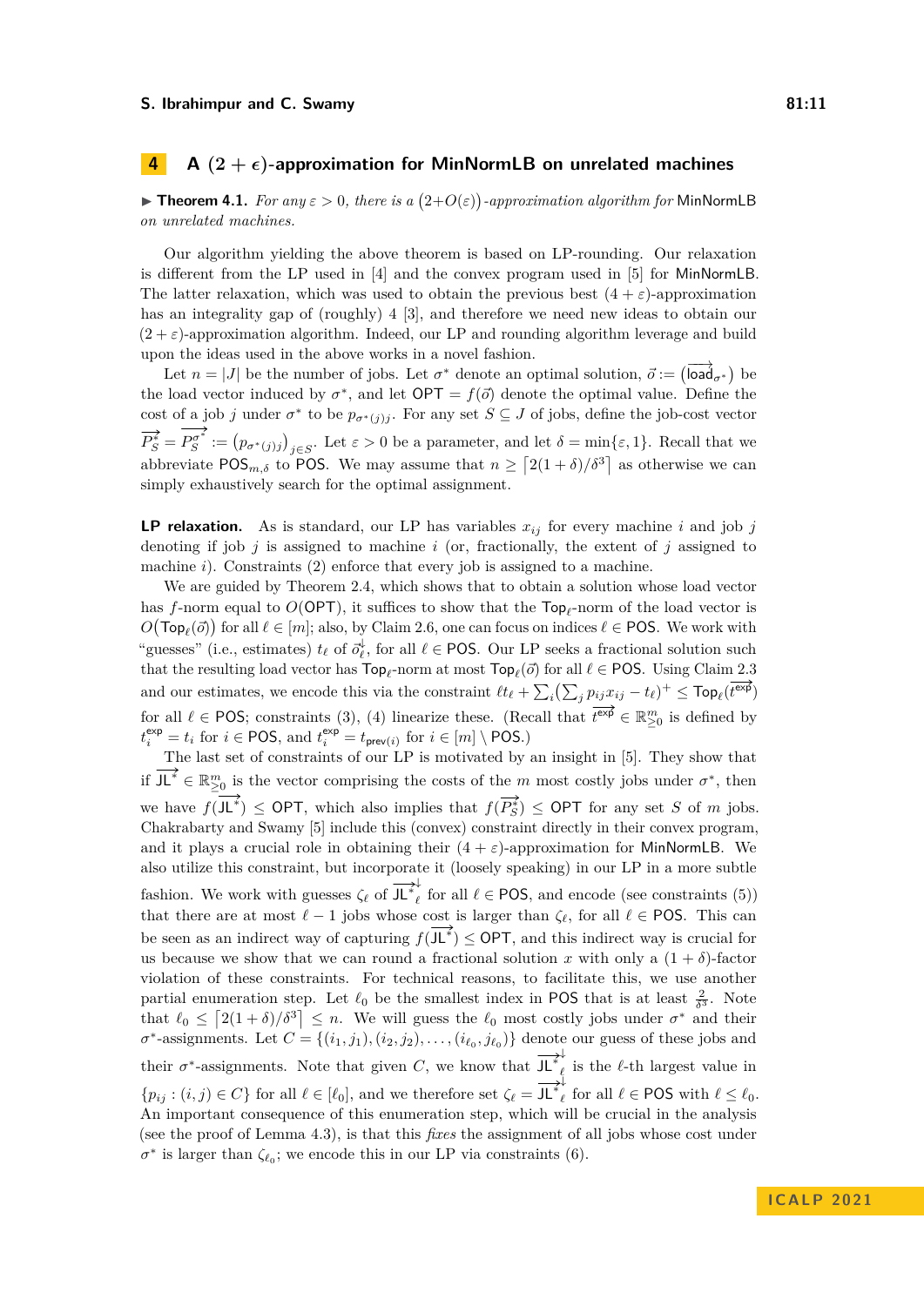## 4 A $(2+\epsilon)$-approximation for MinNormLB on unrelated machines

▶ **Theorem 4.1.** *For any $\varepsilon > 0$, there is a $\big(2+O(\varepsilon)\big)$-approximation algorithm for* MinNormLB *on unrelated machines.*

Our algorithm yielding the above theorem is based on LP-rounding. Our relaxation is different from the LP used in [4] and the convex program used in [5] for MinNormLB. The latter relaxation, which was used to obtain the previous best $(4+\varepsilon)$-approximation has an integrality gap of (roughly) 4 [3], and therefore we need new ideas to obtain our $(2+\varepsilon)$-approximation algorithm. Indeed, our LP and rounding algorithm leverage and build upon the ideas used in the above works in a novel fashion.

Let $n = |J|$ be the number of jobs. Let $\sigma^*$ denote an optimal solution, $\vec{o} := \big(\overrightarrow{\mathsf{load}}_{\sigma^*}\big)$ be the load vector induced by $\sigma^*$, and let $\mathsf{OPT} = f(\vec{o})$ denote the optimal value. Define the cost of a job $j$ under $\sigma^*$ to be $p_{\sigma^*(j)j}$. For any set $S \subseteq J$ of jobs, define the job-cost vector $\overrightarrow{P^*_S} = \overrightarrow{P^{\sigma^*}_S} := \big(p_{\sigma^*(j)j}\big)_{j\in S}$. Let $\varepsilon > 0$ be a parameter, and let $\delta = \min\{\varepsilon, 1\}$. Recall that we abbreviate $\mathsf{POS}_{m,\delta}$ to $\mathsf{POS}$. We may assume that $n \geq \lceil 2(1+\delta)/\delta^3\rceil$ as otherwise we can simply exhaustively search for the optimal assignment.

**LP relaxation.** As is standard, our LP has variables $x_{ij}$ for every machine $i$ and job $j$ denoting if job $j$ is assigned to machine $i$ (or, fractionally, the extent of $j$ assigned to machine $i$). Constraints (2) enforce that every job is assigned to a machine.

We are guided by Theorem 2.4, which shows that to obtain a solution whose load vector has $f$-norm equal to $O(\mathsf{OPT})$, it suffices to show that the $\mathsf{Top}_\ell$-norm of the load vector is $O\big(\mathsf{Top}_\ell(\vec{o})\big)$ for all $\ell \in [m]$; also, by Claim 2.6, one can focus on indices $\ell \in \mathsf{POS}$. We work with "guesses" (i.e., estimates) $t_\ell$ of $\vec{o}^{\downarrow}_\ell$, for all $\ell \in \mathsf{POS}$. Our LP seeks a fractional solution such that the resulting load vector has $\mathsf{Top}_\ell$-norm at most $\mathsf{Top}_\ell(\vec{o})$ for all $\ell \in \mathsf{POS}$. Using Claim 2.3 and our estimates, we encode this via the constraint $\ell t_\ell + \sum_i\big(\sum_j p_{ij}x_{ij} - t_\ell\big)^+ \leq \mathsf{Top}_\ell(\overrightarrow{t^{\mathsf{exp}}})$ for all $\ell \in \mathsf{POS}$; constraints (3), (4) linearize these. (Recall that $\overrightarrow{t^{\mathsf{exp}}} \in \mathbb{R}^m_{\geq 0}$ is defined by $t^{\mathsf{exp}}_i = t_i$ for $i \in \mathsf{POS}$, and $t^{\mathsf{exp}}_i = t_{\mathsf{prev}(i)}$ for $i \in [m]\setminus \mathsf{POS}$.)

The last set of constraints of our LP is motivated by an insight in [5]. They show that if $\overrightarrow{\mathsf{JL}^*} \in \mathbb{R}^m_{\geq 0}$ is the vector comprising the costs of the $m$ most costly jobs under $\sigma^*$, then we have $f(\overrightarrow{\mathsf{JL}^*}) \leq \mathsf{OPT}$, which also implies that $f(\overrightarrow{P^*_S}) \leq \mathsf{OPT}$ for any set $S$ of $m$ jobs. Chakrabarty and Swamy [5] include this (convex) constraint directly in their convex program, and it plays a crucial role in obtaining their $(4+\varepsilon)$-approximation for MinNormLB. We also utilize this constraint, but incorporate it (loosely speaking) in our LP in a more subtle fashion. We work with guesses $\zeta_\ell$ of $\overrightarrow{\mathsf{JL}^*}^{\downarrow}_\ell$ for all $\ell \in \mathsf{POS}$, and encode (see constraints (5)) that there are at most $\ell - 1$ jobs whose cost is larger than $\zeta_\ell$, for all $\ell \in \mathsf{POS}$. This can be seen as an indirect way of capturing $f(\overrightarrow{\mathsf{JL}^*}) \leq \mathsf{OPT}$, and this indirect way is crucial for us because we show that we can round a fractional solution $x$ with only a $(1+\delta)$-factor violation of these constraints. For technical reasons, to facilitate this, we use another partial enumeration step. Let $\ell_0$ be the smallest index in $\mathsf{POS}$ that is at least $\frac{2}{\delta^3}$. Note that $\ell_0 \leq \lceil 2(1+\delta)/\delta^3\rceil \leq n$. We will guess the $\ell_0$ most costly jobs under $\sigma^*$ and their $\sigma^*$-assignments. Let $C = \{(i_1, j_1), (i_2, j_2), \ldots, (i_{\ell_0}, j_{\ell_0})\}$ denote our guess of these jobs and their $\sigma^*$-assignments. Note that given $C$, we know that $\overrightarrow{\mathsf{JL}^*}^{\downarrow}_\ell$ is the $\ell$-th largest value in $\{p_{ij} : (i,j) \in C\}$ for all $\ell \in [\ell_0]$, and we therefore set $\zeta_\ell = \overrightarrow{\mathsf{JL}^*}^{\downarrow}_\ell$ for all $\ell \in \mathsf{POS}$ with $\ell \leq \ell_0$. An important consequence of this enumeration step, which will be crucial in the analysis (see the proof of Lemma 4.3), is that this *fixes* the assignment of all jobs whose cost under $\sigma^*$ is larger than $\zeta_{\ell_0}$; we encode this in our LP via constraints (6).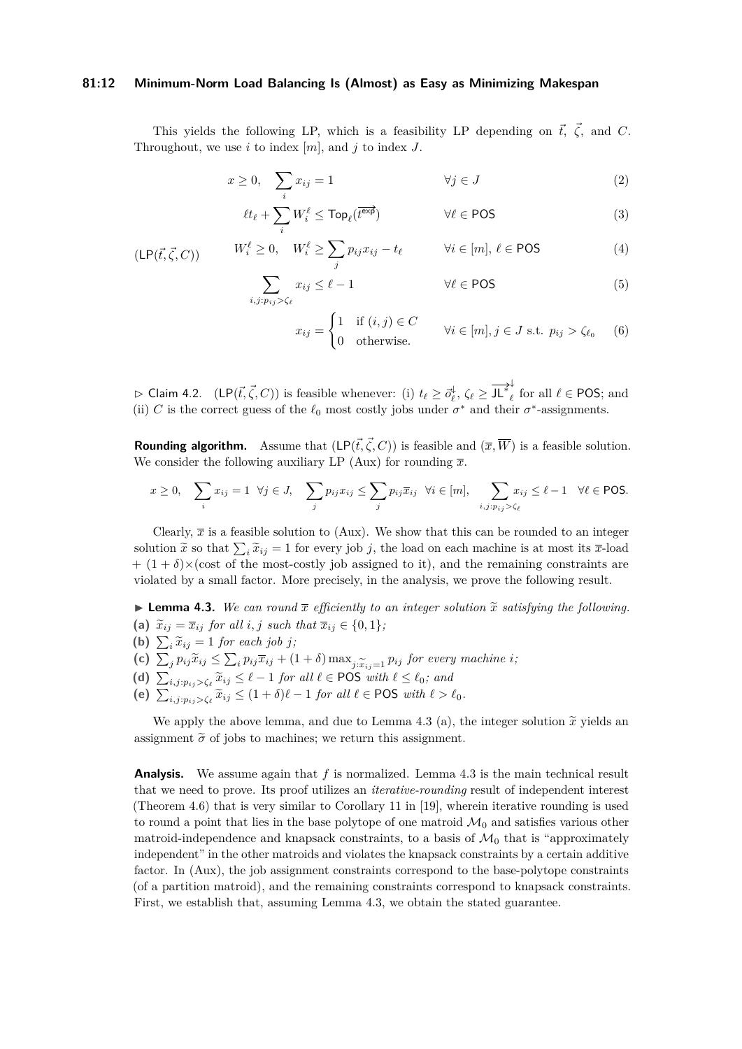This yields the following LP, which is a feasibility LP depending on $\vec{t}$, $\vec{\zeta}$, and $C$. Throughout, we use $i$ to index $[m]$, and $j$ to index $J$.

$$
(\mathsf{LP}(\vec{t},\vec{\zeta},C)) \qquad
\begin{aligned}
& x \geq 0, \quad \sum_i x_{ij} = 1 && \forall j \in J && (2)\\
& \ell t_\ell + \sum_i W_i^\ell \leq \mathsf{Top}_\ell(\overrightarrow{t^{\mathsf{exp}}}) && \forall \ell \in \mathsf{POS} && (3)\\
& W_i^\ell \geq 0, \quad W_i^\ell \geq \sum_j p_{ij} x_{ij} - t_\ell && \forall i \in [m],\ \ell \in \mathsf{POS} && (4)\\
& \sum_{i,j: p_{ij} > \zeta_\ell} x_{ij} \leq \ell - 1 && \forall \ell \in \mathsf{POS} && (5)\\
& x_{ij} = \begin{cases} 1 & \text{if } (i,j) \in C \\ 0 & \text{otherwise.} \end{cases} && \forall i \in [m], j \in J \text{ s.t. } p_{ij} > \zeta_{\ell_0} && (6)
\end{aligned}
$$

▷ Claim 4.2. $(\mathsf{LP}(\vec{t},\vec{\zeta},C))$ is feasible whenever: (i) $t_\ell \geq \vec{o}^{\downarrow}_\ell$, $\zeta_\ell \geq \overrightarrow{\mathsf{JL}^*}^{\downarrow}_\ell$ for all $\ell \in \mathsf{POS}$; and (ii) $C$ is the correct guess of the $\ell_0$ most costly jobs under $\sigma^*$ and their $\sigma^*$-assignments.

**Rounding algorithm.** Assume that $(\mathsf{LP}(\vec{t},\vec{\zeta},C))$ is feasible and $(\overline{x},\overline{W})$ is a feasible solution. We consider the following auxiliary LP (Aux) for rounding $\overline{x}$.

$$
x \geq 0, \quad \sum_i x_{ij} = 1 \quad \forall j \in J, \quad \sum_j p_{ij} x_{ij} \leq \sum_j p_{ij} \overline{x}_{ij} \quad \forall i \in [m], \quad \sum_{i,j: p_{ij} > \zeta_\ell} x_{ij} \leq \ell - 1 \quad \forall \ell \in \mathsf{POS}.
$$

Clearly, $\overline{x}$ is a feasible solution to (Aux). We show that this can be rounded to an integer solution $\widetilde{x}$ so that $\sum_i \widetilde{x}_{ij} = 1$ for every job $j$, the load on each machine is at most its $\overline{x}$-load + $(1+\delta)\times$(cost of the most-costly job assigned to it), and the remaining constraints are violated by a small factor. More precisely, in the analysis, we prove the following result.

▶ **Lemma 4.3.** *We can round $\overline{x}$ efficiently to an integer solution $\widetilde{x}$ satisfying the following.*
**(a)** $\widetilde{x}_{ij} = \overline{x}_{ij}$ *for all $i, j$ such that* $\overline{x}_{ij} \in \{0,1\}$*;*
**(b)** $\sum_i \widetilde{x}_{ij} = 1$ *for each job $j$;*
**(c)** $\sum_j p_{ij}\widetilde{x}_{ij} \leq \sum_i p_{ij}\overline{x}_{ij} + (1+\delta)\max_{j:\widetilde{x}_{ij}=1} p_{ij}$ *for every machine $i$;*
**(d)** $\sum_{i,j:p_{ij}>\zeta_\ell} \widetilde{x}_{ij} \leq \ell - 1$ *for all* $\ell \in \mathsf{POS}$ *with* $\ell \leq \ell_0$*; and*
**(e)** $\sum_{i,j:p_{ij}>\zeta_\ell} \widetilde{x}_{ij} \leq (1+\delta)\ell - 1$ *for all* $\ell \in \mathsf{POS}$ *with* $\ell > \ell_0$*.*

We apply the above lemma, and due to Lemma 4.3 (a), the integer solution $\widetilde{x}$ yields an assignment $\widetilde{\sigma}$ of jobs to machines; we return this assignment.

**Analysis.** We assume again that $f$ is normalized. Lemma 4.3 is the main technical result that we need to prove. Its proof utilizes an *iterative-rounding* result of independent interest (Theorem 4.6) that is very similar to Corollary 11 in [19], wherein iterative rounding is used to round a point that lies in the base polytope of one matroid $\mathcal{M}_0$ and satisfies various other matroid-independence and knapsack constraints, to a basis of $\mathcal{M}_0$ that is "approximately independent" in the other matroids and violates the knapsack constraints by a certain additive factor. In (Aux), the job assignment constraints correspond to the base-polytope constraints (of a partition matroid), and the remaining constraints correspond to knapsack constraints. First, we establish that, assuming Lemma 4.3, we obtain the stated guarantee.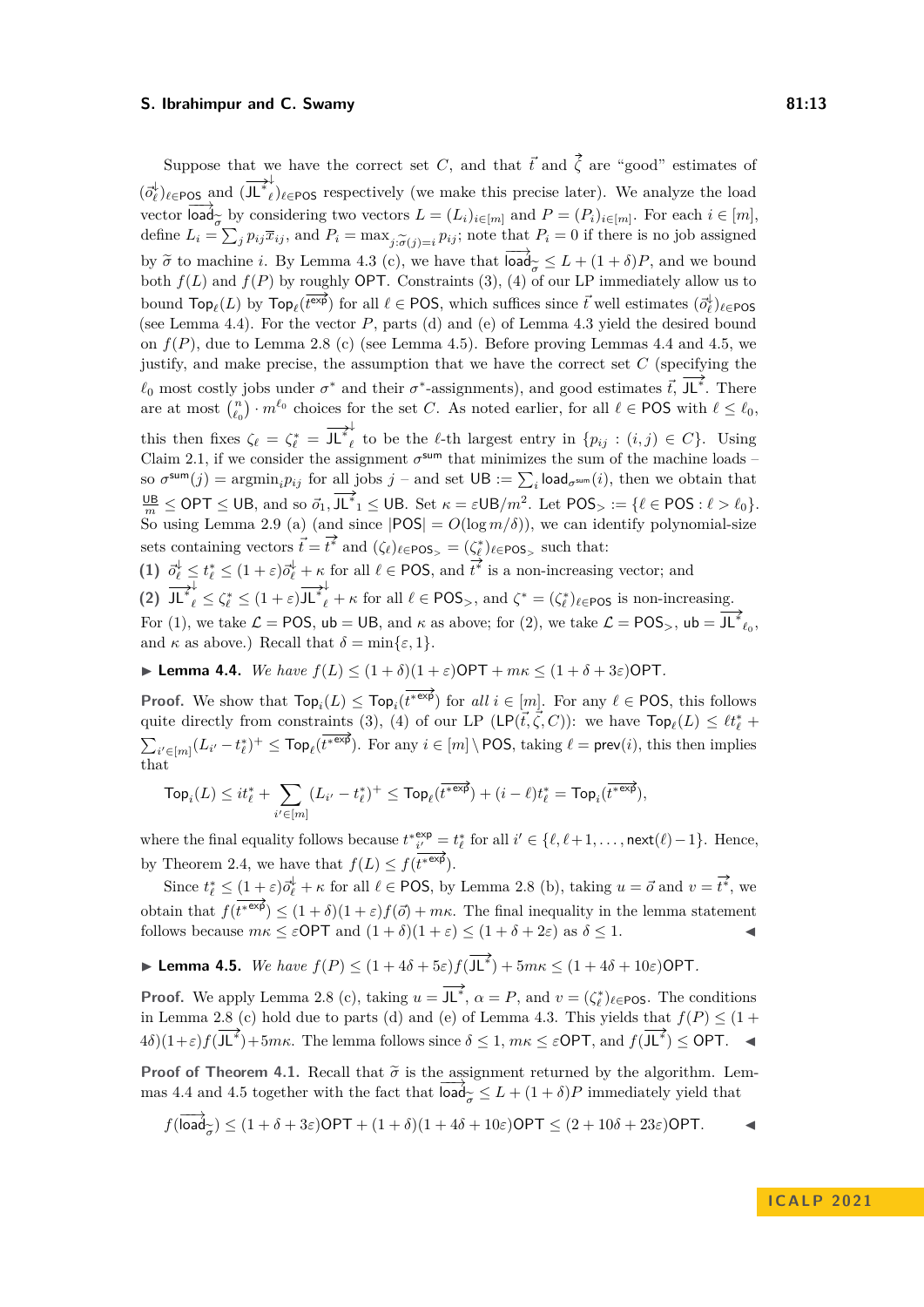Suppose that we have the correct set $C$, and that $\vec{t}$ and $\vec{\zeta}$ are "good" estimates of $(\vec{o}^{\downarrow}_\ell)_{\ell \in \mathsf{POS}}$ and $(\overrightarrow{\mathsf{JL}^*}^{\downarrow}_\ell)_{\ell \in \mathsf{POS}}$ respectively (we make this precise later). We analyze the load vector $\overrightarrow{\mathsf{load}_{\widetilde{\sigma}}}$ by considering two vectors $L = (L_i)_{i \in [m]}$ and $P = (P_i)_{i \in [m]}$. For each $i \in [m]$, define $L_i = \sum_j p_{ij}\overline{x}_{ij}$, and $P_i = \max_{j:\widetilde{\sigma}(j)=i} p_{ij}$; note that $P_i = 0$ if there is no job assigned by $\widetilde{\sigma}$ to machine $i$. By Lemma 4.3 (c), we have that $\overrightarrow{\mathsf{load}_{\widetilde{\sigma}}} \le L + (1+\delta)P$, and we bound both $f(L)$ and $f(P)$ by roughly $\mathsf{OPT}$. Constraints (3), (4) of our LP immediately allow us to bound $\mathsf{Top}_\ell(L)$ by $\mathsf{Top}_\ell(\overrightarrow{t^{\mathsf{exp}}})$ for all $\ell \in \mathsf{POS}$, which suffices since $\vec{t}$ well estimates $(\vec{o}^{\downarrow}_\ell)_{\ell \in \mathsf{POS}}$ (see Lemma 4.4). For the vector $P$, parts (d) and (e) of Lemma 4.3 yield the desired bound on $f(P)$, due to Lemma 2.8 (c) (see Lemma 4.5). Before proving Lemmas 4.4 and 4.5, we justify, and make precise, the assumption that we have the correct set $C$ (specifying the $\ell_0$ most costly jobs under $\sigma^*$ and their $\sigma^*$-assignments), and good estimates $\vec{t}$, $\overrightarrow{\mathsf{JL}^*}$. There are at most $\binom{n}{\ell_0} \cdot m^{\ell_0}$ choices for the set $C$. As noted earlier, for all $\ell \in \mathsf{POS}$ with $\ell \le \ell_0$, this then fixes $\zeta_\ell = \zeta^*_\ell = \overrightarrow{\mathsf{JL}^*}^{\downarrow}_\ell$ to be the $\ell$-th largest entry in $\{p_{ij} : (i,j) \in C\}$. Using Claim 2.1, if we consider the assignment $\sigma^{\mathsf{sum}}$ that minimizes the sum of the machine loads – so $\sigma^{\mathsf{sum}}(j) = \mathrm{argmin}_i p_{ij}$ for all jobs $j$ – and set $\mathsf{UB} := \sum_i \mathsf{load}_{\sigma^{\mathsf{sum}}}(i)$, then we obtain that $\frac{\mathsf{UB}}{m} \le \mathsf{OPT} \le \mathsf{UB}$, and so $\vec{o}_1, \overrightarrow{\mathsf{JL}^*}_1 \le \mathsf{UB}$. Set $\kappa = \varepsilon \mathsf{UB}/m^2$. Let $\mathsf{POS}_> := \{\ell \in \mathsf{POS} : \ell > \ell_0\}$. So using Lemma 2.9 (a) (and since $|\mathsf{POS}| = O(\log m/\delta)$), we can identify polynomial-size sets containing vectors $\vec{t} = \vec{t^*}$ and $(\zeta_\ell)_{\ell \in \mathsf{POS}_>} = (\zeta^*_\ell)_{\ell \in \mathsf{POS}_>}$ such that:

**(1)** $\vec{o}^{\downarrow}_\ell \le t^*_\ell \le (1+\varepsilon)\vec{o}^{\downarrow}_\ell + \kappa$ for all $\ell \in \mathsf{POS}$, and $\vec{t^*}$ is a non-increasing vector; and

**(2)** $\overrightarrow{\mathsf{JL}^*}^{\downarrow}_\ell \le \zeta^*_\ell \le (1+\varepsilon)\overrightarrow{\mathsf{JL}^*}^{\downarrow}_\ell + \kappa$ for all $\ell \in \mathsf{POS}_>$, and $\zeta^* = (\zeta^*_\ell)_{\ell \in \mathsf{POS}}$ is non-increasing.

For (1), we take $\mathcal{L} = \mathsf{POS}$, $\mathsf{ub} = \mathsf{UB}$, and $\kappa$ as above; for (2), we take $\mathcal{L} = \mathsf{POS}_>$, $\mathsf{ub} = \overrightarrow{\mathsf{JL}^*}_{\ell_0}$, and $\kappa$ as above.) Recall that $\delta = \min\{\varepsilon, 1\}$.

▶ **Lemma 4.4.** *We have* $f(L) \le (1+\delta)(1+\varepsilon)\mathsf{OPT} + m\kappa \le (1+\delta+3\varepsilon)\mathsf{OPT}$.

**Proof.** We show that $\mathsf{Top}_i(L) \le \mathsf{Top}_i(\overrightarrow{t^{*\mathsf{exp}}})$ for *all* $i \in [m]$. For any $\ell \in \mathsf{POS}$, this follows quite directly from constraints (3), (4) of our LP $(\mathrm{LP}(\vec{t}, \vec{\zeta}, C))$: we have $\mathsf{Top}_\ell(L) \le \ell t^*_\ell + \sum_{i' \in [m]}(L_{i'} - t^*_\ell)^+ \le \mathsf{Top}_\ell(\overrightarrow{t^{*\mathsf{exp}}})$. For any $i \in [m] \setminus \mathsf{POS}$, taking $\ell = \mathsf{prev}(i)$, this then implies that

$$\mathsf{Top}_i(L) \le i t^*_\ell + \sum_{i' \in [m]} (L_{i'} - t^*_\ell)^+ \le \mathsf{Top}_\ell(\overrightarrow{t^{*\mathsf{exp}}}) + (i-\ell)t^*_\ell = \mathsf{Top}_i(\overrightarrow{t^{*\mathsf{exp}}}),$$

where the final equality follows because $t^{*\mathsf{exp}}_{i'} = t^*_\ell$ for all $i' \in \{\ell, \ell+1, \ldots, \mathsf{next}(\ell)-1\}$. Hence, by Theorem 2.4, we have that $f(L) \le f(\overrightarrow{t^{*\mathsf{exp}}})$.

Since $t^*_\ell \le (1+\varepsilon)\vec{o}^{\downarrow}_\ell + \kappa$ for all $\ell \in \mathsf{POS}$, by Lemma 2.8 (b), taking $u = \vec{o}$ and $v = \vec{t^*}$, we obtain that $f(\overrightarrow{t^{*\mathsf{exp}}}) \le (1+\delta)(1+\varepsilon)f(\vec{o}) + m\kappa$. The final inequality in the lemma statement follows because $m\kappa \le \varepsilon\mathsf{OPT}$ and $(1+\delta)(1+\varepsilon) \le (1+\delta+2\varepsilon)$ as $\delta \le 1$. ◀

▶ **Lemma 4.5.** *We have* $f(P) \le (1+4\delta+5\varepsilon)f(\overrightarrow{\mathsf{JL}^*}) + 5m\kappa \le (1+4\delta+10\varepsilon)\mathsf{OPT}$.

**Proof.** We apply Lemma 2.8 (c), taking $u = \overrightarrow{\mathsf{JL}^*}$, $\alpha = P$, and $v = (\zeta^*_\ell)_{\ell \in \mathsf{POS}}$. The conditions in Lemma 2.8 (c) hold due to parts (d) and (e) of Lemma 4.3. This yields that $f(P) \le (1+4\delta)(1+\varepsilon)f(\overrightarrow{\mathsf{JL}^*}) + 5m\kappa$. The lemma follows since $\delta \le 1$, $m\kappa \le \varepsilon\mathsf{OPT}$, and $f(\overrightarrow{\mathsf{JL}^*}) \le \mathsf{OPT}$. ◀

**Proof of Theorem 4.1.** Recall that $\widetilde{\sigma}$ is the assignment returned by the algorithm. Lemmas 4.4 and 4.5 together with the fact that $\overrightarrow{\mathsf{load}_{\widetilde{\sigma}}} \le L + (1+\delta)P$ immediately yield that

$$f(\overrightarrow{\mathsf{load}_{\widetilde{\sigma}}}) \le (1+\delta+3\varepsilon)\mathsf{OPT} + (1+\delta)(1+4\delta+10\varepsilon)\mathsf{OPT} \le (2+10\delta+23\varepsilon)\mathsf{OPT}. \quad ◀$$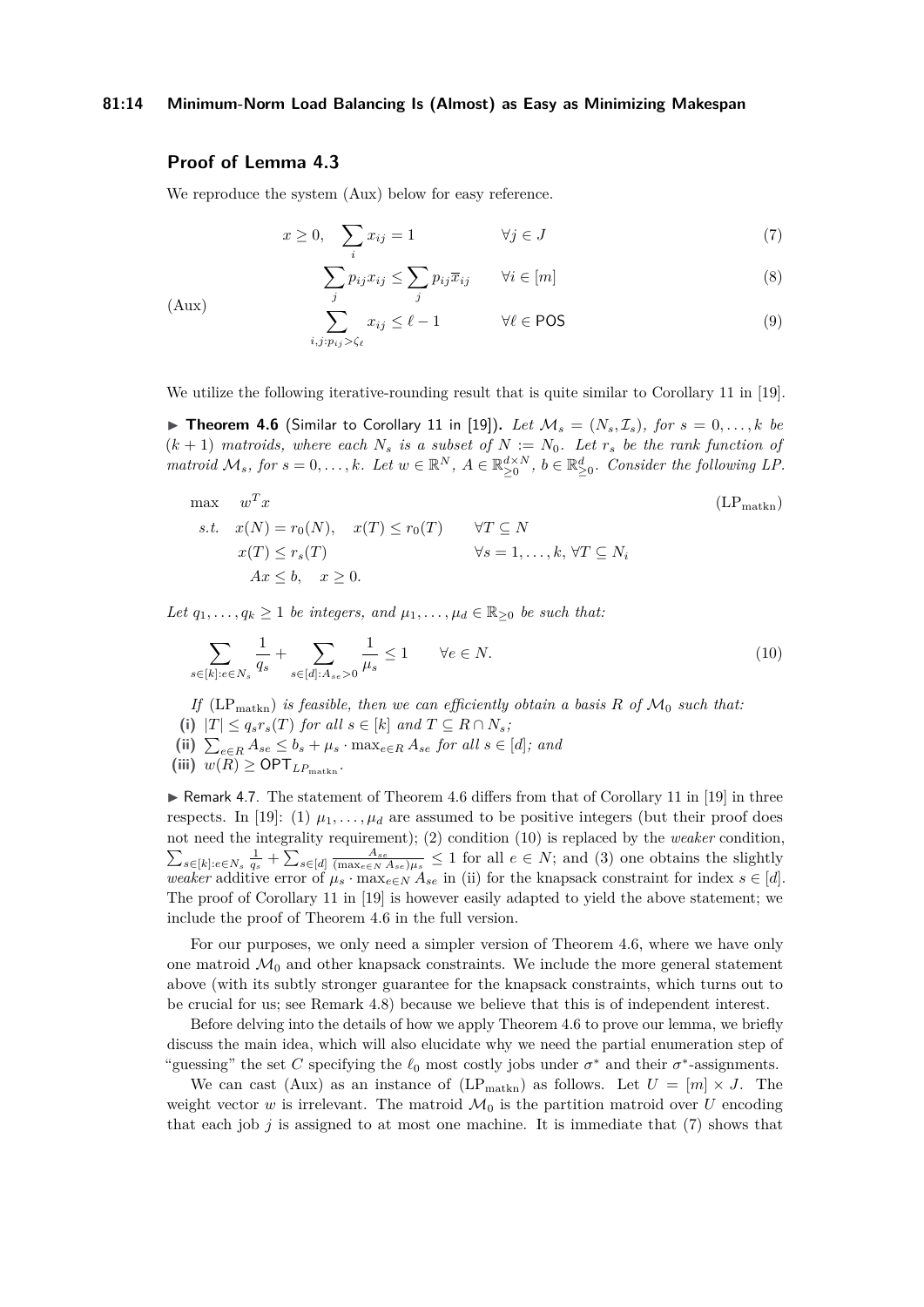## Proof of Lemma 4.3

We reproduce the system (Aux) below for easy reference.

$$
\text{(Aux)} \qquad
\begin{aligned}
& x \geq 0, \quad \sum_i x_{ij} = 1 && \forall j \in J && (7)\\
& \sum_j p_{ij} x_{ij} \leq \sum_j p_{ij} \overline{x}_{ij} && \forall i \in [m] && (8)\\
& \sum_{i,j: p_{ij} > \zeta_\ell} x_{ij} \leq \ell - 1 && \forall \ell \in \mathsf{POS} && (9)
\end{aligned}
$$

We utilize the following iterative-rounding result that is quite similar to Corollary 11 in [19].

▶ **Theorem 4.6** (Similar to Corollary 11 in [19]). *Let $\mathcal{M}_s = (N_s, \mathcal{I}_s)$, for $s = 0, \ldots, k$ be $(k+1)$ matroids, where each $N_s$ is a subset of $N := N_0$. Let $r_s$ be the rank function of matroid $\mathcal{M}_s$, for $s = 0, \ldots, k$. Let $w \in \mathbb{R}^N$, $A \in \mathbb{R}^{d \times N}_{\geq 0}$, $b \in \mathbb{R}^d_{\geq 0}$. Consider the following LP.*

$$
\begin{aligned}
\max \quad & w^T x && && (\mathrm{LP}_{\mathrm{matkn}})\\
\textit{s.t.} \quad & x(N) = r_0(N), \quad x(T) \leq r_0(T) && \forall T \subseteq N\\
& x(T) \leq r_s(T) && \forall s = 1, \ldots, k, \ \forall T \subseteq N_i\\
& Ax \leq b, \quad x \geq 0.
\end{aligned}
$$

*Let $q_1, \ldots, q_k \geq 1$ be integers, and $\mu_1, \ldots, \mu_d \in \mathbb{R}_{\geq 0}$ be such that:*

$$
\sum_{s \in [k]: e \in N_s} \frac{1}{q_s} + \sum_{s \in [d]: A_{se} > 0} \frac{1}{\mu_s} \leq 1 \qquad \forall e \in N. \tag{10}
$$

*If $(\mathrm{LP}_{\mathrm{matkn}})$ is feasible, then we can efficiently obtain a basis $R$ of $\mathcal{M}_0$ such that:*

**(i)** $|T| \leq q_s r_s(T)$ *for all $s \in [k]$ and $T \subseteq R \cap N_s$;*

**(ii)** $\sum_{e \in R} A_{se} \leq b_s + \mu_s \cdot \max_{e \in R} A_{se}$ *for all $s \in [d]$; and*

**(iii)** $w(R) \geq \mathsf{OPT}_{LP_{\mathrm{matkn}}}$.

▶ Remark 4.7. The statement of Theorem 4.6 differs from that of Corollary 11 in [19] in three respects. In [19]: (1) $\mu_1, \ldots, \mu_d$ are assumed to be positive integers (but their proof does not need the integrality requirement); (2) condition (10) is replaced by the *weaker* condition, $\sum_{s \in [k]: e \in N_s} \frac{1}{q_s} + \sum_{s \in [d]} \frac{A_{se}}{(\max_{e \in N} A_{se})\mu_s} \leq 1$ for all $e \in N$; and (3) one obtains the slightly *weaker* additive error of $\mu_s \cdot \max_{e \in N} A_{se}$ in (ii) for the knapsack constraint for index $s \in [d]$. The proof of Corollary 11 in [19] is however easily adapted to yield the above statement; we include the proof of Theorem 4.6 in the full version.

For our purposes, we only need a simpler version of Theorem 4.6, where we have only one matroid $\mathcal{M}_0$ and other knapsack constraints. We include the more general statement above (with its subtly stronger guarantee for the knapsack constraints, which turns out to be crucial for us; see Remark 4.8) because we believe that this is of independent interest.

Before delving into the details of how we apply Theorem 4.6 to prove our lemma, we briefly discuss the main idea, which will also elucidate why we need the partial enumeration step of "guessing" the set $C$ specifying the $\ell_0$ most costly jobs under $\sigma^*$ and their $\sigma^*$-assignments.

We can cast (Aux) as an instance of $(\mathrm{LP}_{\mathrm{matkn}})$ as follows. Let $U = [m] \times J$. The weight vector $w$ is irrelevant. The matroid $\mathcal{M}_0$ is the partition matroid over $U$ encoding that each job $j$ is assigned to at most one machine. It is immediate that (7) shows that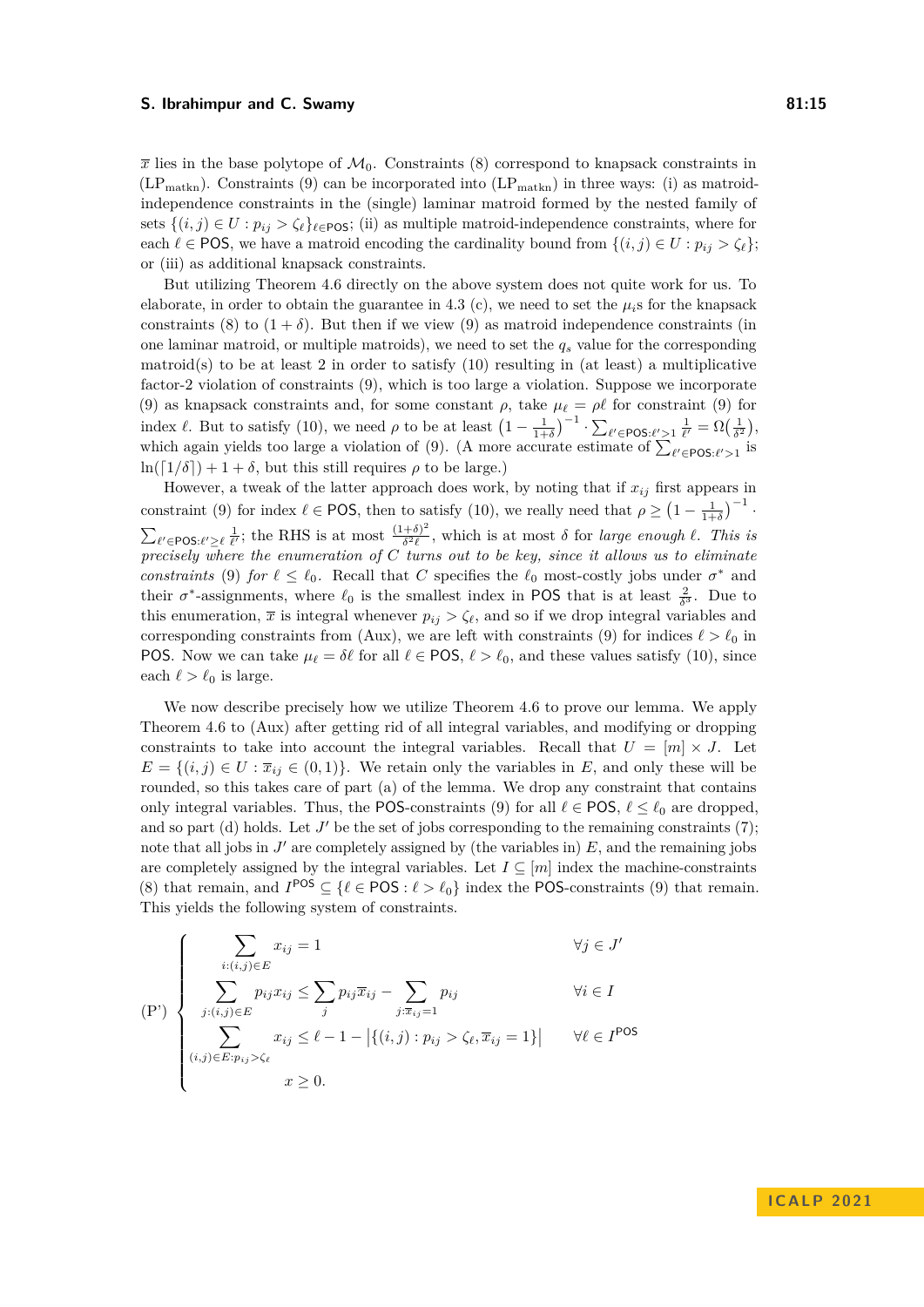$\overline{x}$ lies in the base polytope of $\mathcal{M}_0$. Constraints (8) correspond to knapsack constraints in ($\text{LP}_{\text{matkn}}$). Constraints (9) can be incorporated into ($\text{LP}_{\text{matkn}}$) in three ways: (i) as matroid-independence constraints in the (single) laminar matroid formed by the nested family of sets $\{(i,j) \in U : p_{ij} > \zeta_\ell\}_{\ell \in \mathsf{POS}}$; (ii) as multiple matroid-independence constraints, where for each $\ell \in \mathsf{POS}$, we have a matroid encoding the cardinality bound from $\{(i,j) \in U : p_{ij} > \zeta_\ell\}$; or (iii) as additional knapsack constraints.

But utilizing Theorem 4.6 directly on the above system does not quite work for us. To elaborate, in order to obtain the guarantee in 4.3 (c), we need to set the $\mu_i$s for the knapsack constraints (8) to $(1+\delta)$. But then if we view (9) as matroid independence constraints (in one laminar matroid, or multiple matroids), we need to set the $q_s$ value for the corresponding matroid(s) to be at least 2 in order to satisfy (10) resulting in (at least) a multiplicative factor-2 violation of constraints (9), which is too large a violation. Suppose we incorporate (9) as knapsack constraints and, for some constant $\rho$, take $\mu_\ell = \rho\ell$ for constraint (9) for index $\ell$. But to satisfy (10), we need $\rho$ to be at least $\left(1 - \frac{1}{1+\delta}\right)^{-1} \cdot \sum_{\ell' \in \mathsf{POS}: \ell' > 1} \frac{1}{\ell'} = \Omega\left(\frac{1}{\delta^2}\right)$, which again yields too large a violation of (9). (A more accurate estimate of $\sum_{\ell' \in \mathsf{POS}: \ell' > 1}$ is $\ln(\lceil 1/\delta \rceil) + 1 + \delta$, but this still requires $\rho$ to be large.)

However, a tweak of the latter approach does work, by noting that if $x_{ij}$ first appears in constraint (9) for index $\ell \in \mathsf{POS}$, then to satisfy (10), we really need that $\rho \geq \left(1 - \frac{1}{1+\delta}\right)^{-1} \cdot \sum_{\ell' \in \mathsf{POS}: \ell' \geq \ell} \frac{1}{\ell'}$; the RHS is at most $\frac{(1+\delta)^2}{\delta^2 \ell}$, which is at most $\delta$ for *large enough* $\ell$. *This is precisely where the enumeration of $C$ turns out to be key, since it allows us to eliminate constraints* (9) *for* $\ell \leq \ell_0$. Recall that $C$ specifies the $\ell_0$ most-costly jobs under $\sigma^*$ and their $\sigma^*$-assignments, where $\ell_0$ is the smallest index in $\mathsf{POS}$ that is at least $\frac{2}{\delta^3}$. Due to this enumeration, $\overline{x}$ is integral whenever $p_{ij} > \zeta_\ell$, and so if we drop integral variables and corresponding constraints from (Aux), we are left with constraints (9) for indices $\ell > \ell_0$ in $\mathsf{POS}$. Now we can take $\mu_\ell = \delta\ell$ for all $\ell \in \mathsf{POS}$, $\ell > \ell_0$, and these values satisfy (10), since each $\ell > \ell_0$ is large.

We now describe precisely how we utilize Theorem 4.6 to prove our lemma. We apply Theorem 4.6 to (Aux) after getting rid of all integral variables, and modifying or dropping constraints to take into account the integral variables. Recall that $U = [m] \times J$. Let $E = \{(i,j) \in U : \overline{x}_{ij} \in (0,1)\}$. We retain only the variables in $E$, and only these will be rounded, so this takes care of part (a) of the lemma. We drop any constraint that contains only integral variables. Thus, the $\mathsf{POS}$-constraints (9) for all $\ell \in \mathsf{POS}$, $\ell \leq \ell_0$ are dropped, and so part (d) holds. Let $J'$ be the set of jobs corresponding to the remaining constraints (7); note that all jobs in $J'$ are completely assigned by (the variables in) $E$, and the remaining jobs are completely assigned by the integral variables. Let $I \subseteq [m]$ index the machine-constraints (8) that remain, and $I^{\mathsf{POS}} \subseteq \{\ell \in \mathsf{POS} : \ell > \ell_0\}$ index the $\mathsf{POS}$-constraints (9) that remain. This yields the following system of constraints.

$$
\text{(P')} \quad \left\{
\begin{array}{lll}
\displaystyle\sum_{i:(i,j)\in E} x_{ij} = 1 & & \forall j \in J' \\[2ex]
\displaystyle\sum_{j:(i,j)\in E} p_{ij} x_{ij} \leq \sum_j p_{ij}\overline{x}_{ij} - \sum_{j:\overline{x}_{ij}=1} p_{ij} & & \forall i \in I \\[2ex]
\displaystyle\sum_{(i,j)\in E: p_{ij} > \zeta_\ell} x_{ij} \leq \ell - 1 - \left|\{(i,j) : p_{ij} > \zeta_\ell, \overline{x}_{ij} = 1\}\right| & & \forall \ell \in I^{\mathsf{POS}} \\[2ex]
x \geq 0. & &
\end{array}
\right.
$$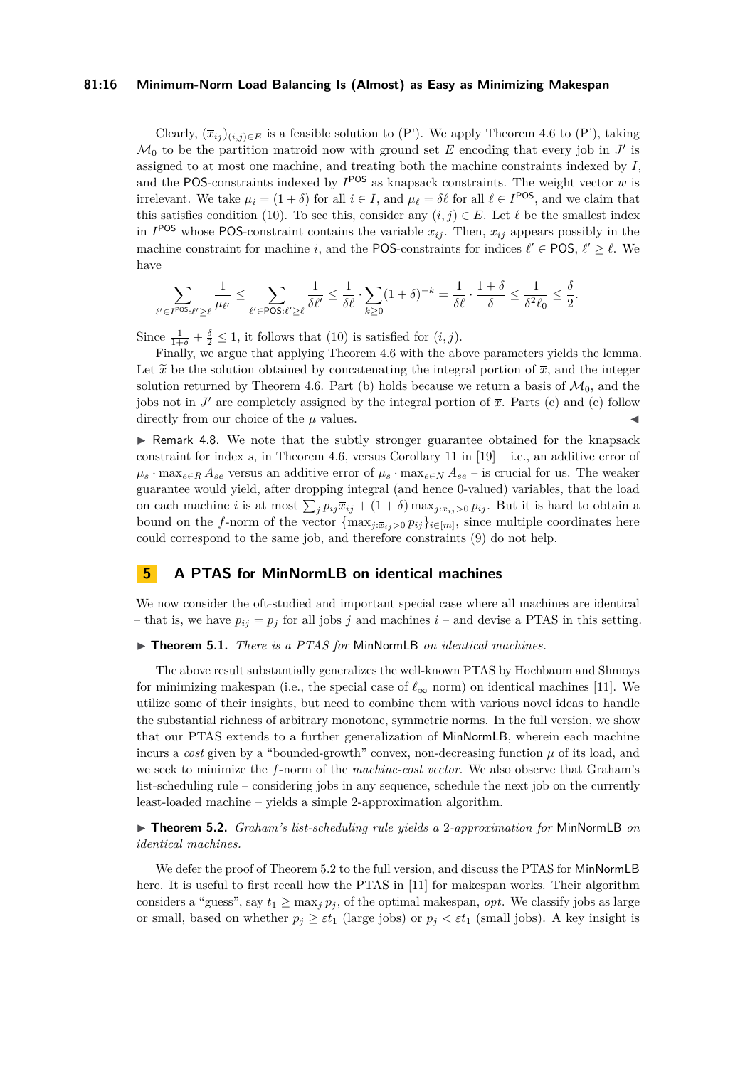Clearly, $(\overline{x}_{ij})_{(i,j)\in E}$ is a feasible solution to (P'). We apply Theorem 4.6 to (P'), taking $\mathcal{M}_0$ to be the partition matroid now with ground set $E$ encoding that every job in $J'$ is assigned to at most one machine, and treating both the machine constraints indexed by $I$, and the POS-constraints indexed by $I^{\mathsf{POS}}$ as knapsack constraints. The weight vector $w$ is irrelevant. We take $\mu_i = (1+\delta)$ for all $i \in I$, and $\mu_\ell = \delta\ell$ for all $\ell \in I^{\mathsf{POS}}$, and we claim that this satisfies condition (10). To see this, consider any $(i,j) \in E$. Let $\ell$ be the smallest index in $I^{\mathsf{POS}}$ whose POS-constraint contains the variable $x_{ij}$. Then, $x_{ij}$ appears possibly in the machine constraint for machine $i$, and the POS-constraints for indices $\ell' \in \mathsf{POS}$, $\ell' \geq \ell$. We have

$$\sum_{\ell' \in I^{\mathsf{POS}}:\ell'\geq \ell} \frac{1}{\mu_{\ell'}} \leq \sum_{\ell' \in \mathsf{POS}:\ell'\geq \ell} \frac{1}{\delta\ell'} \leq \frac{1}{\delta\ell}\cdot\sum_{k\geq 0}(1+\delta)^{-k} = \frac{1}{\delta\ell}\cdot\frac{1+\delta}{\delta} \leq \frac{1}{\delta^2\ell_0} \leq \frac{\delta}{2}.$$

Since $\frac{1}{1+\delta}+\frac{\delta}{2} \leq 1$, it follows that (10) is satisfied for $(i,j)$.

Finally, we argue that applying Theorem 4.6 with the above parameters yields the lemma. Let $\widetilde{x}$ be the solution obtained by concatenating the integral portion of $\overline{x}$, and the integer solution returned by Theorem 4.6. Part (b) holds because we return a basis of $\mathcal{M}_0$, and the jobs not in $J'$ are completely assigned by the integral portion of $\overline{x}$. Parts (c) and (e) follow directly from our choice of the $\mu$ values. ◀

▶ Remark 4.8. We note that the subtly stronger guarantee obtained for the knapsack constraint for index $s$, in Theorem 4.6, versus Corollary 11 in [19] – i.e., an additive error of $\mu_s \cdot \max_{e\in R} A_{se}$ versus an additive error of $\mu_s \cdot \max_{e\in N} A_{se}$ – is crucial for us. The weaker guarantee would yield, after dropping integral (and hence 0-valued) variables, that the load on each machine $i$ is at most $\sum_j p_{ij}\overline{x}_{ij} + (1+\delta)\max_{j:\overline{x}_{ij}>0} p_{ij}$. But it is hard to obtain a bound on the $f$-norm of the vector $\{\max_{j:\overline{x}_{ij}>0} p_{ij}\}_{i\in[m]}$, since multiple coordinates here could correspond to the same job, and therefore constraints (9) do not help.

## 5 A PTAS for MinNormLB on identical machines

We now consider the oft-studied and important special case where all machines are identical – that is, we have $p_{ij} = p_j$ for all jobs $j$ and machines $i$ – and devise a PTAS in this setting.

▶ **Theorem 5.1.** *There is a PTAS for* MinNormLB *on identical machines.*

The above result substantially generalizes the well-known PTAS by Hochbaum and Shmoys for minimizing makespan (i.e., the special case of $\ell_\infty$ norm) on identical machines [11]. We utilize some of their insights, but need to combine them with various novel ideas to handle the substantial richness of arbitrary monotone, symmetric norms. In the full version, we show that our PTAS extends to a further generalization of MinNormLB, wherein each machine incurs a *cost* given by a "bounded-growth" convex, non-decreasing function $\mu$ of its load, and we seek to minimize the $f$-norm of the *machine-cost vector*. We also observe that Graham's list-scheduling rule – considering jobs in any sequence, schedule the next job on the currently least-loaded machine – yields a simple 2-approximation algorithm.

▶ **Theorem 5.2.** *Graham's list-scheduling rule yields a* 2*-approximation for* MinNormLB *on identical machines.*

We defer the proof of Theorem 5.2 to the full version, and discuss the PTAS for MinNormLB here. It is useful to first recall how the PTAS in [11] for makespan works. Their algorithm considers a "guess", say $t_1 \geq \max_j p_j$, of the optimal makespan, *opt*. We classify jobs as large or small, based on whether $p_j \geq \varepsilon t_1$ (large jobs) or $p_j < \varepsilon t_1$ (small jobs). A key insight is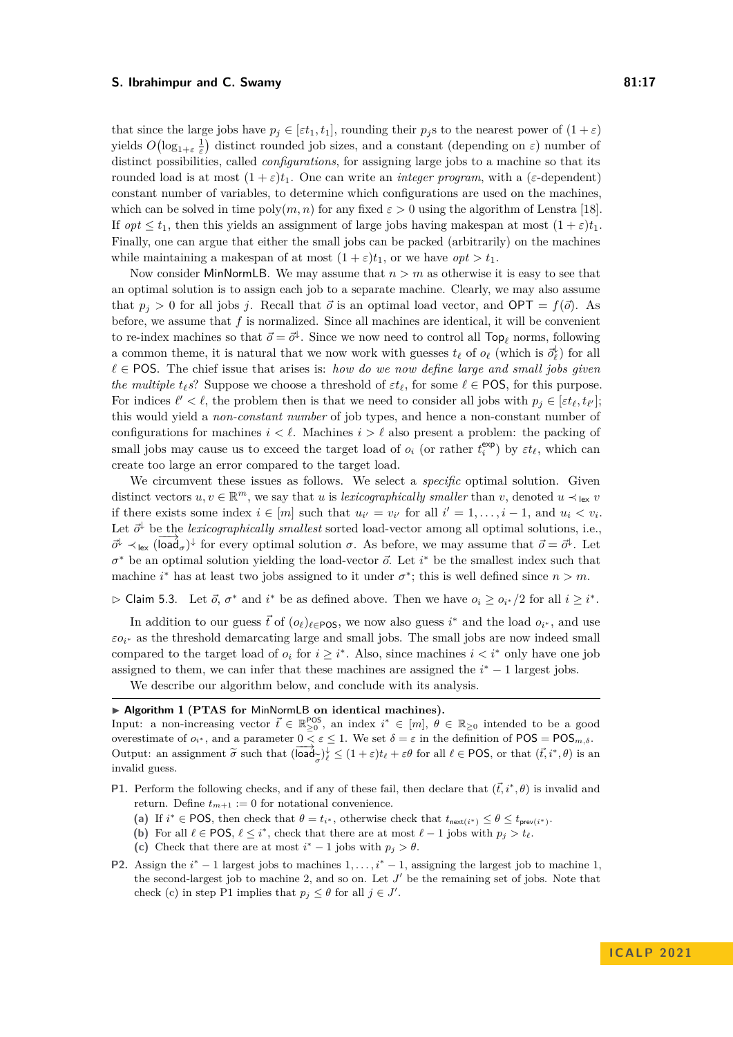that since the large jobs have $p_j \in [\varepsilon t_1, t_1]$, rounding their $p_j$s to the nearest power of $(1+\varepsilon)$ yields $O\big(\log_{1+\varepsilon} \frac{1}{\varepsilon}\big)$ distinct rounded job sizes, and a constant (depending on $\varepsilon$) number of distinct possibilities, called *configurations*, for assigning large jobs to a machine so that its rounded load is at most $(1+\varepsilon)t_1$. One can write an *integer program*, with a ($\varepsilon$-dependent) constant number of variables, to determine which configurations are used on the machines, which can be solved in time $\mathrm{poly}(m,n)$ for any fixed $\varepsilon > 0$ using the algorithm of Lenstra [18]. If $opt \le t_1$, then this yields an assignment of large jobs having makespan at most $(1+\varepsilon)t_1$. Finally, one can argue that either the small jobs can be packed (arbitrarily) on the machines while maintaining a makespan of at most $(1+\varepsilon)t_1$, or we have $opt > t_1$.

Now consider MinNormLB. We may assume that $n > m$ as otherwise it is easy to see that an optimal solution is to assign each job to a separate machine. Clearly, we may also assume that $p_j > 0$ for all jobs $j$. Recall that $\vec{o}$ is an optimal load vector, and $\mathsf{OPT} = f(\vec{o})$. As before, we assume that $f$ is normalized. Since all machines are identical, it will be convenient to re-index machines so that $\vec{o} = \vec{o}^{\downarrow}$. Since we now need to control all $\mathsf{Top}_\ell$ norms, following a common theme, it is natural that we now work with guesses $t_\ell$ of $o_\ell$ (which is $\vec{o}^{\downarrow}_\ell$) for all $\ell \in \mathsf{POS}$. The chief issue that arises is: *how do we now define large and small jobs given the multiple $t_\ell$s?* Suppose we choose a threshold of $\varepsilon t_\ell$, for some $\ell \in \mathsf{POS}$, for this purpose. For indices $\ell' < \ell$, the problem then is that we need to consider all jobs with $p_j \in [\varepsilon t_\ell, t_{\ell'}]$; this would yield a *non-constant number* of job types, and hence a non-constant number of configurations for machines $i < \ell$. Machines $i > \ell$ also present a problem: the packing of small jobs may cause us to exceed the target load of $o_i$ (or rather $t_i^{\mathsf{exp}}$) by $\varepsilon t_\ell$, which can create too large an error compared to the target load.

We circumvent these issues as follows. We select a *specific* optimal solution. Given distinct vectors $u, v \in \mathbb{R}^m$, we say that $u$ is *lexicographically smaller* than $v$, denoted $u \prec_{\mathsf{lex}} v$ if there exists some index $i \in [m]$ such that $u_{i'} = v_{i'}$ for all $i' = 1, \dots, i-1$, and $u_i < v_i$. Let $\vec{o}^{\downarrow}$ be the *lexicographically smallest* sorted load-vector among all optimal solutions, i.e., $\vec{o}^{\downarrow} \prec_{\mathsf{lex}} (\overrightarrow{\mathsf{load}}_\sigma)^{\downarrow}$ for every optimal solution $\sigma$. As before, we may assume that $\vec{o} = \vec{o}^{\downarrow}$. Let $\sigma^*$ be an optimal solution yielding the load-vector $\vec{o}$. Let $i^*$ be the smallest index such that machine $i^*$ has at least two jobs assigned to it under $\sigma^*$; this is well defined since $n > m$.

▷ Claim 5.3. Let $\vec{o}$, $\sigma^*$ and $i^*$ be as defined above. Then we have $o_i \ge o_{i^*}/2$ for all $i \ge i^*$.

In addition to our guess $\vec{t}$ of $(o_\ell)_{\ell \in \mathsf{POS}}$, we now also guess $i^*$ and the load $o_{i^*}$, and use $\varepsilon o_{i^*}$ as the threshold demarcating large and small jobs. The small jobs are now indeed small compared to the target load of $o_i$ for $i \ge i^*$. Also, since machines $i < i^*$ only have one job assigned to them, we can infer that these machines are assigned the $i^* - 1$ largest jobs.

We describe our algorithm below, and conclude with its analysis.

---

▶ **Algorithm 1 (PTAS for MinNormLB on identical machines).**
Input: a non-increasing vector $\vec{t} \in \mathbb{R}^{\mathsf{POS}}_{\ge 0}$, an index $i^* \in [m]$, $\theta \in \mathbb{R}_{\ge 0}$ intended to be a good overestimate of $o_{i^*}$, and a parameter $0 < \varepsilon \le 1$. We set $\delta = \varepsilon$ in the definition of $\mathsf{POS} = \mathsf{POS}_{m,\delta}$.
Output: an assignment $\widetilde{\sigma}$ such that $(\overrightarrow{\mathsf{load}}_{\widetilde{\sigma}})^{\downarrow}_\ell \le (1+\varepsilon)t_\ell + \varepsilon\theta$ for all $\ell \in \mathsf{POS}$, or that $(\vec{t}, i^*, \theta)$ is an invalid guess.

**P1.** Perform the following checks, and if any of these fail, then declare that $(\vec{t}, i^*, \theta)$ is invalid and return. Define $t_{m+1} := 0$ for notational convenience.
- **(a)** If $i^* \in \mathsf{POS}$, then check that $\theta = t_{i^*}$, otherwise check that $t_{\mathsf{next}(i^*)} \le \theta \le t_{\mathsf{prev}(i^*)}$.
- **(b)** For all $\ell \in \mathsf{POS}$, $\ell \le i^*$, check that there are at most $\ell - 1$ jobs with $p_j > t_\ell$.
- **(c)** Check that there are at most $i^* - 1$ jobs with $p_j > \theta$.

**P2.** Assign the $i^* - 1$ largest jobs to machines $1, \dots, i^* - 1$, assigning the largest job to machine 1, the second-largest job to machine 2, and so on. Let $J'$ be the remaining set of jobs. Note that check (c) in step P1 implies that $p_j \le \theta$ for all $j \in J'$.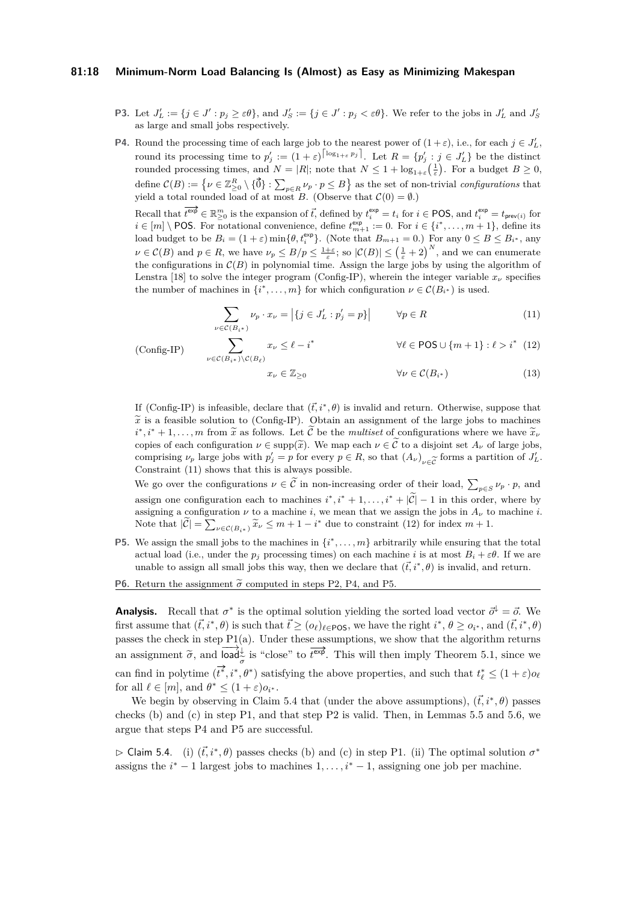- **P3.** Let $J'_L := \{j \in J' : p_j \geq \varepsilon\theta\}$, and $J'_S := \{j \in J' : p_j < \varepsilon\theta\}$. We refer to the jobs in $J'_L$ and $J'_S$ as large and small jobs respectively.
- **P4.** Round the processing time of each large job to the nearest power of $(1+\varepsilon)$, i.e., for each $j \in J'_L$, round its processing time to $p'_j := (1+\varepsilon)^{\lceil \log_{1+\varepsilon} p_j \rceil}$. Let $R = \{p'_j : j \in J'_L\}$ be the distinct rounded processing times, and $N = |R|$; note that $N \leq 1 + \log_{1+\varepsilon}\left(\frac{1}{\varepsilon}\right)$. For a budget $B \geq 0$, define $\mathcal{C}(B) := \left\{\nu \in \mathbb{Z}^R_{\geq 0} \setminus \{\vec{0}\} : \sum_{p \in R} \nu_p \cdot p \leq B\right\}$ as the set of non-trivial *configurations* that yield a total rounded load of at most $B$. (Observe that $\mathcal{C}(0) = \emptyset$.)

  Recall that $\overrightarrow{t^{\mathsf{exp}}} \in \mathbb{R}^m_{\geq 0}$ is the expansion of $\vec{t}$, defined by $t^{\mathsf{exp}}_i = t_i$ for $i \in \mathsf{POS}$, and $t^{\mathsf{exp}}_i = t_{\mathsf{prev}(i)}$ for $i \in [m] \setminus \mathsf{POS}$. For notational convenience, define $t^{\mathsf{exp}}_{m+1} := 0$. For $i \in \{i^*, \ldots, m+1\}$, define its load budget to be $B_i = (1+\varepsilon)\min\{\theta, t^{\mathsf{exp}}_i\}$. (Note that $B_{m+1} = 0$.) For any $0 \leq B \leq B_{i^*}$, any $\nu \in \mathcal{C}(B)$ and $p \in R$, we have $\nu_p \leq B/p \leq \frac{1+\varepsilon}{\varepsilon}$; so $|\mathcal{C}(B)| \leq \left(\frac{1}{\varepsilon} + 2\right)^N$, and we can enumerate the configurations in $\mathcal{C}(B)$ in polynomial time. Assign the large jobs by using the algorithm of Lenstra [18] to solve the integer program (Config-IP), wherein the integer variable $x_\nu$ specifies the number of machines in $\{i^*, \ldots, m\}$ for which configuration $\nu \in \mathcal{C}(B_{i^*})$ is used.

  $$\sum_{\nu \in \mathcal{C}(B_{i^*})} \nu_p \cdot x_\nu = \left|\{j \in J'_L : p'_j = p\}\right| \qquad \forall p \in R \tag{11}$$

  $$\text{(Config-IP)} \qquad \sum_{\nu \in \mathcal{C}(B_{i^*}) \setminus \mathcal{C}(B_\ell)} x_\nu \leq \ell - i^* \qquad \forall \ell \in \mathsf{POS} \cup \{m+1\} : \ell > i^* \tag{12}$$

  $$x_\nu \in \mathbb{Z}_{\geq 0} \qquad \forall \nu \in \mathcal{C}(B_{i^*}) \tag{13}$$

  If (Config-IP) is infeasible, declare that $(\vec{t}, i^*, \theta)$ is invalid and return. Otherwise, suppose that $\widetilde{x}$ is a feasible solution to (Config-IP). Obtain an assignment of the large jobs to machines $i^*, i^*+1, \ldots, m$ from $\widetilde{x}$ as follows. Let $\widetilde{\mathcal{C}}$ be the *multiset* of configurations where we have $\widetilde{x}_\nu$ copies of each configuration $\nu \in \operatorname{supp}(\widetilde{x})$. We map each $\nu \in \widetilde{\mathcal{C}}$ to a disjoint set $A_\nu$ of large jobs, comprising $\nu_p$ large jobs with $p'_j = p$ for every $p \in R$, so that $(A_\nu)_{\nu \in \widetilde{\mathcal{C}}}$ forms a partition of $J'_L$. Constraint (11) shows that this is always possible.

  We go over the configurations $\nu \in \widetilde{\mathcal{C}}$ in non-increasing order of their load, $\sum_{p \in S} \nu_p \cdot p$, and assign one configuration each to machines $i^*, i^*+1, \ldots, i^* + |\widetilde{\mathcal{C}}| - 1$ in this order, where by assigning a configuration $\nu$ to a machine $i$, we mean that we assign the jobs in $A_\nu$ to machine $i$. Note that $|\widetilde{\mathcal{C}}| = \sum_{\nu \in \mathcal{C}(B_{i^*})} \widetilde{x}_\nu \leq m + 1 - i^*$ due to constraint (12) for index $m+1$.
- **P5.** We assign the small jobs to the machines in $\{i^*, \ldots, m\}$ arbitrarily while ensuring that the total actual load (i.e., under the $p_j$ processing times) on each machine $i$ is at most $B_i + \varepsilon\theta$. If we are unable to assign all small jobs this way, then we declare that $(\vec{t}, i^*, \theta)$ is invalid, and return.
- **P6.** Return the assignment $\widetilde{\sigma}$ computed in steps P2, P4, and P5.

**Analysis.** Recall that $\sigma^*$ is the optimal solution yielding the sorted load vector $\vec{o}^{\downarrow} = \vec{o}$. We first assume that $(\vec{t}, i^*, \theta)$ is such that $\vec{t} \geq (o_\ell)_{\ell \in \mathsf{POS}}$, we have the right $i^*$, $\theta \geq o_{i^*}$, and $(\vec{t}, i^*, \theta)$ passes the check in step P1(a). Under these assumptions, we show that the algorithm returns an assignment $\widetilde{\sigma}$, and $\overrightarrow{\mathsf{load}}^{\downarrow}_{\widetilde{\sigma}}$ is "close" to $\overrightarrow{t^{\mathsf{exp}}}$. This will then imply Theorem 5.1, since we can find in polytime $(\vec{t^*}, i^*, \theta^*)$ satisfying the above properties, and such that $t^*_\ell \leq (1+\varepsilon)o_\ell$ for all $\ell \in [m]$, and $\theta^* \leq (1+\varepsilon)o_{i^*}$.

We begin by observing in Claim 5.4 that (under the above assumptions), $(\vec{t}, i^*, \theta)$ passes checks (b) and (c) in step P1, and that step P2 is valid. Then, in Lemmas 5.5 and 5.6, we argue that steps P4 and P5 are successful.

$\triangleright$ Claim 5.4. (i) $(\vec{t}, i^*, \theta)$ passes checks (b) and (c) in step P1. (ii) The optimal solution $\sigma^*$ assigns the $i^*-1$ largest jobs to machines $1, \ldots, i^*-1$, assigning one job per machine.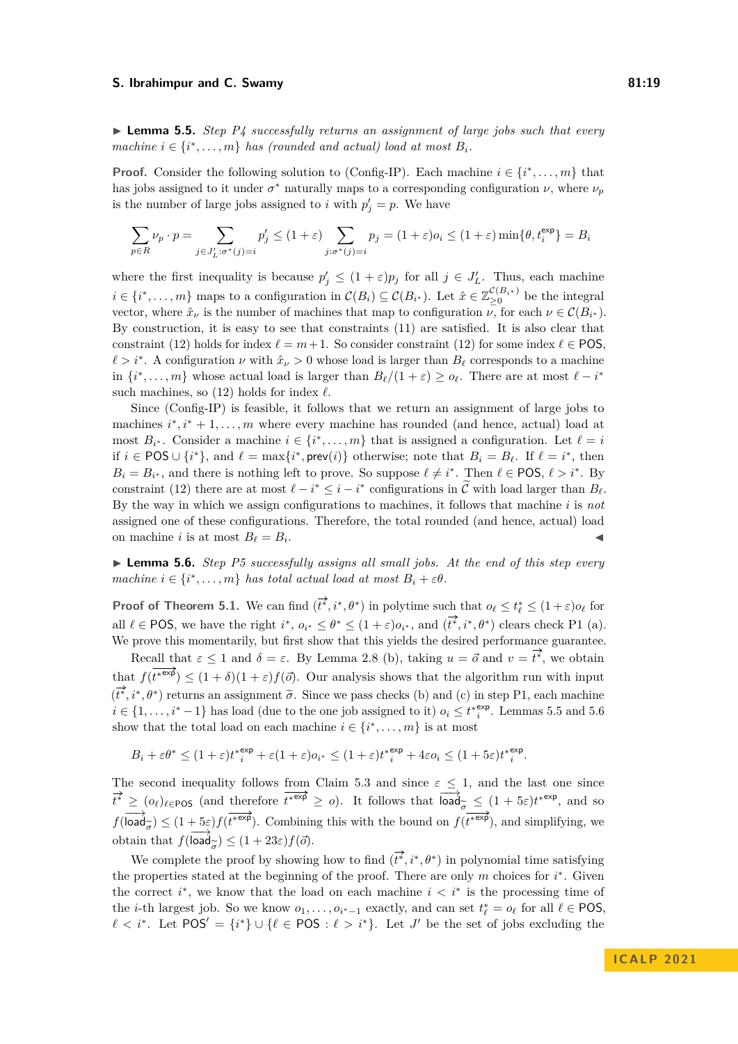▶ **Lemma 5.5.** *Step P4 successfully returns an assignment of large jobs such that every machine $i \in \{i^*, \dots, m\}$ has (rounded and actual) load at most $B_i$.*

**Proof.** Consider the following solution to (Config-IP). Each machine $i \in \{i^*, \dots, m\}$ that has jobs assigned to it under $\sigma^*$ naturally maps to a corresponding configuration $\nu$, where $\nu_p$ is the number of large jobs assigned to $i$ with $p'_j = p$. We have

$$\sum_{p \in R} \nu_p \cdot p = \sum_{j \in J'_L : \sigma^*(j) = i} p'_j \le (1+\varepsilon) \sum_{j : \sigma^*(j) = i} p_j = (1+\varepsilon) o_i \le (1+\varepsilon) \min\{\theta, t_i^{\mathsf{exp}}\} = B_i$$

where the first inequality is because $p'_j \le (1+\varepsilon)p_j$ for all $j \in J'_L$. Thus, each machine $i \in \{i^*, \dots, m\}$ maps to a configuration in $\mathcal{C}(B_i) \subseteq \mathcal{C}(B_{i^*})$. Let $\hat{x} \in \mathbb{Z}_{\ge 0}^{\mathcal{C}(B_{i^*})}$ be the integral vector, where $\hat{x}_\nu$ is the number of machines that map to configuration $\nu$, for each $\nu \in \mathcal{C}(B_{i^*})$. By construction, it is easy to see that constraints (11) are satisfied. It is also clear that constraint (12) holds for index $\ell = m+1$. So consider constraint (12) for some index $\ell \in \mathsf{POS}$, $\ell > i^*$. A configuration $\nu$ with $\hat{x}_\nu > 0$ whose load is larger than $B_\ell$ corresponds to a machine in $\{i^*, \dots, m\}$ whose actual load is larger than $B_\ell/(1+\varepsilon) \ge o_\ell$. There are at most $\ell - i^*$ such machines, so (12) holds for index $\ell$.

Since (Config-IP) is feasible, it follows that we return an assignment of large jobs to machines $i^*, i^*+1, \dots, m$ where every machine has rounded (and hence, actual) load at most $B_{i^*}$. Consider a machine $i \in \{i^*, \dots, m\}$ that is assigned a configuration. Let $\ell = i$ if $i \in \mathsf{POS} \cup \{i^*\}$, and $\ell = \max\{i^*, \mathsf{prev}(i)\}$ otherwise; note that $B_i = B_\ell$. If $\ell = i^*$, then $B_i = B_{i^*}$, and there is nothing left to prove. So suppose $\ell \ne i^*$. Then $\ell \in \mathsf{POS}$, $\ell > i^*$. By constraint (12) there are at most $\ell - i^* \le i - i^*$ configurations in $\widetilde{\mathcal{C}}$ with load larger than $B_\ell$. By the way in which we assign configurations to machines, it follows that machine $i$ is *not* assigned one of these configurations. Therefore, the total rounded (and hence, actual) load on machine $i$ is at most $B_\ell = B_i$. ◀

▶ **Lemma 5.6.** *Step P5 successfully assigns all small jobs. At the end of this step every machine $i \in \{i^*, \dots, m\}$ has total actual load at most $B_i + \varepsilon\theta$.*

**Proof of Theorem 5.1.** We can find $(\overrightarrow{t^*}, i^*, \theta^*)$ in polytime such that $o_\ell \le t^*_\ell \le (1+\varepsilon)o_\ell$ for all $\ell \in \mathsf{POS}$, we have the right $i^*$, $o_{i^*} \le \theta^* \le (1+\varepsilon)o_{i^*}$, and $(\overrightarrow{t^*}, i^*, \theta^*)$ clears check P1 (a). We prove this momentarily, but first show that this yields the desired performance guarantee.

Recall that $\varepsilon \le 1$ and $\delta = \varepsilon$. By Lemma 2.8 (b), taking $u = \vec{o}$ and $v = \overrightarrow{t^*}$, we obtain that $f(\overrightarrow{t^{*\mathsf{exp}}}) \le (1+\delta)(1+\varepsilon)f(\vec{o})$. Our analysis shows that the algorithm run with input $(\overrightarrow{t^*}, i^*, \theta^*)$ returns an assignment $\widetilde{\sigma}$. Since we pass checks (b) and (c) in step P1, each machine $i \in \{1, \dots, i^*-1\}$ has load (due to the one job assigned to it) $o_i \le t_i^{*\mathsf{exp}}$. Lemmas 5.5 and 5.6 show that the total load on each machine $i \in \{i^*, \dots, m\}$ is at most

$$B_i + \varepsilon\theta^* \le (1+\varepsilon)t_i^{*\mathsf{exp}} + \varepsilon(1+\varepsilon)o_{i^*} \le (1+\varepsilon)t_i^{*\mathsf{exp}} + 4\varepsilon o_i \le (1+5\varepsilon)t_i^{*\mathsf{exp}}.$$

The second inequality follows from Claim 5.3 and since $\varepsilon \le 1$, and the last one since $\overrightarrow{t^*} \ge (o_\ell)_{\ell \in \mathsf{POS}}$ (and therefore $\overrightarrow{t^{*\mathsf{exp}}} \ge o$). It follows that $\overrightarrow{\mathsf{load}_{\widetilde{\sigma}}} \le (1+5\varepsilon)t^{*\mathsf{exp}}$, and so $f(\overrightarrow{\mathsf{load}_{\widetilde{\sigma}}}) \le (1+5\varepsilon)f(\overrightarrow{t^{*\mathsf{exp}}})$. Combining this with the bound on $f(\overrightarrow{t^{*\mathsf{exp}}})$, and simplifying, we obtain that $f(\overrightarrow{\mathsf{load}_{\widetilde{\sigma}}}) \le (1+23\varepsilon)f(\vec{o})$.

We complete the proof by showing how to find $(\overrightarrow{t^*}, i^*, \theta^*)$ in polynomial time satisfying the properties stated at the beginning of the proof. There are only $m$ choices for $i^*$. Given the correct $i^*$, we know that the load on each machine $i < i^*$ is the processing time of the $i$-th largest job. So we know $o_1, \dots, o_{i^*-1}$ exactly, and can set $t^*_\ell = o_\ell$ for all $\ell \in \mathsf{POS}$, $\ell < i^*$. Let $\mathsf{POS}' = \{i^*\} \cup \{\ell \in \mathsf{POS} : \ell > i^*\}$. Let $J'$ be the set of jobs excluding the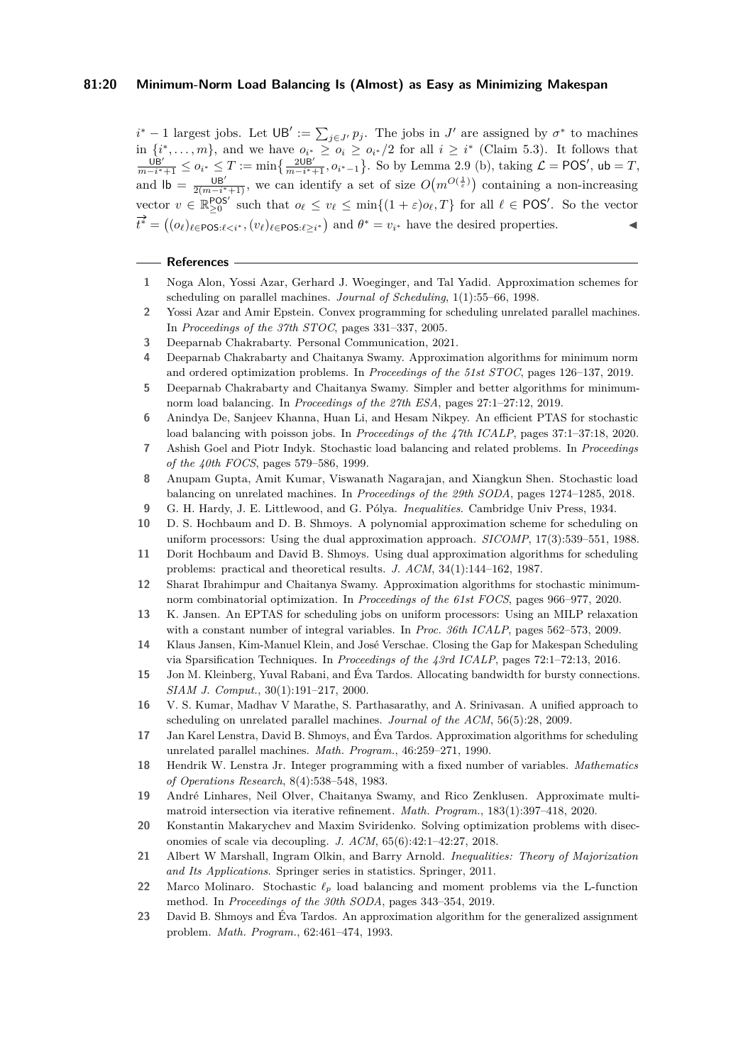$i^* - 1$ largest jobs. Let $\mathsf{UB}' := \sum_{j \in J'} p_j$. The jobs in $J'$ are assigned by $\sigma^*$ to machines in $\{i^*, \ldots, m\}$, and we have $o_{i^*} \geq o_i \geq o_{i^*}/2$ for all $i \geq i^*$ (Claim 5.3). It follows that $\frac{\mathsf{UB}'}{m-i^*+1} \leq o_{i^*} \leq T := \min\left\{\frac{2\mathsf{UB}'}{m-i^*+1}, o_{i^*-1}\right\}$. So by Lemma 2.9 (b), taking $\mathcal{L} = \mathsf{POS}'$, $\mathsf{ub} = T$, and $\mathsf{lb} = \frac{\mathsf{UB}'}{2(m-i^*+1)}$, we can identify a set of size $O\left(m^{O(\frac{1}{\varepsilon})}\right)$ containing a non-increasing vector $v \in \mathbb{R}_{\geq 0}^{\mathsf{POS}'}$ such that $o_\ell \leq v_\ell \leq \min\{(1+\varepsilon)o_\ell, T\}$ for all $\ell \in \mathsf{POS}'$. So the vector $\vec{t^*} = \left((o_\ell)_{\ell \in \mathsf{POS}:\ell < i^*}, (v_\ell)_{\ell \in \mathsf{POS}:\ell \geq i^*}\right)$ and $\theta^* = v_{i^*}$ have the desired properties. ◀

## References

1. Noga Alon, Yossi Azar, Gerhard J. Woeginger, and Tal Yadid. Approximation schemes for scheduling on parallel machines. *Journal of Scheduling*, 1(1):55–66, 1998.
2. Yossi Azar and Amir Epstein. Convex programming for scheduling unrelated parallel machines. In *Proceedings of the 37th STOC*, pages 331–337, 2005.
3. Deeparnab Chakrabarty. Personal Communication, 2021.
4. Deeparnab Chakrabarty and Chaitanya Swamy. Approximation algorithms for minimum norm and ordered optimization problems. In *Proceedings of the 51st STOC*, pages 126–137, 2019.
5. Deeparnab Chakrabarty and Chaitanya Swamy. Simpler and better algorithms for minimum-norm load balancing. In *Proceedings of the 27th ESA*, pages 27:1–27:12, 2019.
6. Anindya De, Sanjeev Khanna, Huan Li, and Hesam Nikpey. An efficient PTAS for stochastic load balancing with poisson jobs. In *Proceedings of the 47th ICALP*, pages 37:1–37:18, 2020.
7. Ashish Goel and Piotr Indyk. Stochastic load balancing and related problems. In *Proceedings of the 40th FOCS*, pages 579–586, 1999.
8. Anupam Gupta, Amit Kumar, Viswanath Nagarajan, and Xiangkun Shen. Stochastic load balancing on unrelated machines. In *Proceedings of the 29th SODA*, pages 1274–1285, 2018.
9. G. H. Hardy, J. E. Littlewood, and G. Pólya. *Inequalities*. Cambridge Univ Press, 1934.
10. D. S. Hochbaum and D. B. Shmoys. A polynomial approximation scheme for scheduling on uniform processors: Using the dual approximation approach. *SICOMP*, 17(3):539–551, 1988.
11. Dorit Hochbaum and David B. Shmoys. Using dual approximation algorithms for scheduling problems: practical and theoretical results. *J. ACM*, 34(1):144–162, 1987.
12. Sharat Ibrahimpur and Chaitanya Swamy. Approximation algorithms for stochastic minimum-norm combinatorial optimization. In *Proceedings of the 61st FOCS*, pages 966–977, 2020.
13. K. Jansen. An EPTAS for scheduling jobs on uniform processors: Using an MILP relaxation with a constant number of integral variables. In *Proc. 36th ICALP*, pages 562–573, 2009.
14. Klaus Jansen, Kim-Manuel Klein, and José Verschae. Closing the Gap for Makespan Scheduling via Sparsification Techniques. In *Proceedings of the 43rd ICALP*, pages 72:1–72:13, 2016.
15. Jon M. Kleinberg, Yuval Rabani, and Éva Tardos. Allocating bandwidth for bursty connections. *SIAM J. Comput.*, 30(1):191–217, 2000.
16. V. S. Kumar, Madhav V Marathe, S. Parthasarathy, and A. Srinivasan. A unified approach to scheduling on unrelated parallel machines. *Journal of the ACM*, 56(5):28, 2009.
17. Jan Karel Lenstra, David B. Shmoys, and Éva Tardos. Approximation algorithms for scheduling unrelated parallel machines. *Math. Program.*, 46:259–271, 1990.
18. Hendrik W. Lenstra Jr. Integer programming with a fixed number of variables. *Mathematics of Operations Research*, 8(4):538–548, 1983.
19. André Linhares, Neil Olver, Chaitanya Swamy, and Rico Zenklusen. Approximate multi-matroid intersection via iterative refinement. *Math. Program.*, 183(1):397–418, 2020.
20. Konstantin Makarychev and Maxim Sviridenko. Solving optimization problems with diseconomies of scale via decoupling. *J. ACM*, 65(6):42:1–42:27, 2018.
21. Albert W Marshall, Ingram Olkin, and Barry Arnold. *Inequalities: Theory of Majorization and Its Applications*. Springer series in statistics. Springer, 2011.
22. Marco Molinaro. Stochastic $\ell_p$ load balancing and moment problems via the L-function method. In *Proceedings of the 30th SODA*, pages 343–354, 2019.
23. David B. Shmoys and Éva Tardos. An approximation algorithm for the generalized assignment problem. *Math. Program.*, 62:461–474, 1993.